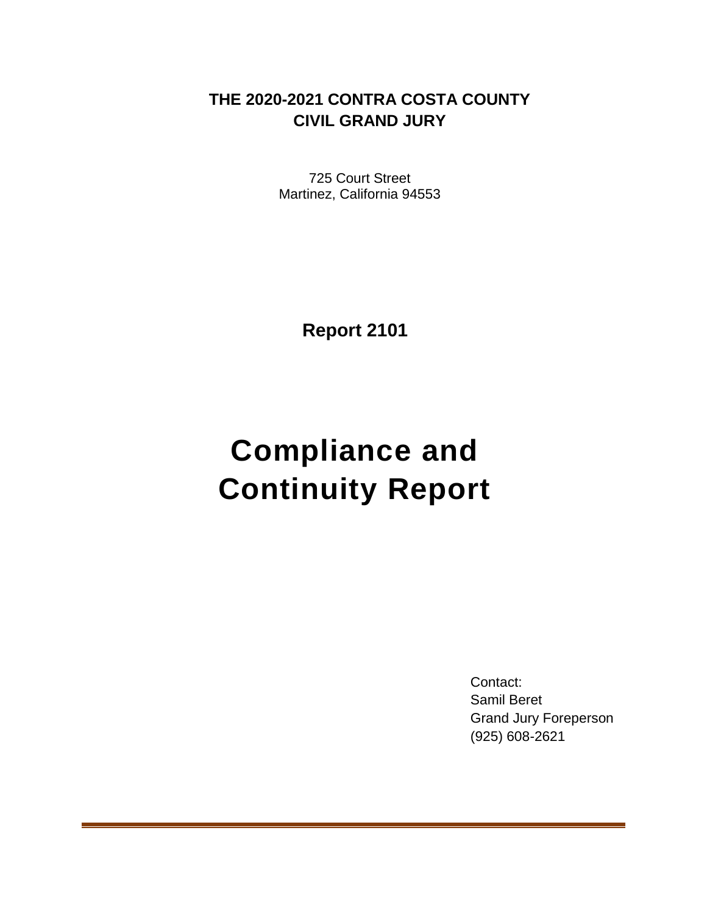**THE 2020-2021 CONTRA COSTA COUNTY**
**CIVIL GRAND JURY**

725 Court Street
Martinez, California 94553

**Report 2101**

# Compliance and Continuity Report

Contact:
Samil Beret
Grand Jury Foreperson
(925) 608-2621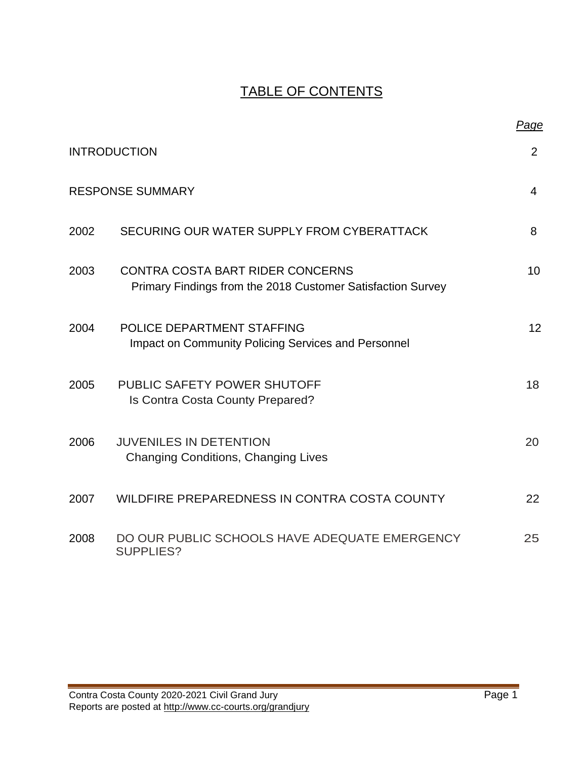# TABLE OF CONTENTS

| | | *Page* |
|---|---|---|
| INTRODUCTION | | 2 |
| RESPONSE SUMMARY | | 4 |
| 2002 | SECURING OUR WATER SUPPLY FROM CYBERATTACK | 8 |
| 2003 | CONTRA COSTA BART RIDER CONCERNS<br>Primary Findings from the 2018 Customer Satisfaction Survey | 10 |
| 2004 | POLICE DEPARTMENT STAFFING<br>Impact on Community Policing Services and Personnel | 12 |
| 2005 | PUBLIC SAFETY POWER SHUTOFF<br>Is Contra Costa County Prepared? | 18 |
| 2006 | JUVENILES IN DETENTION<br>Changing Conditions, Changing Lives | 20 |
| 2007 | WILDFIRE PREPAREDNESS IN CONTRA COSTA COUNTY | 22 |
| 2008 | DO OUR PUBLIC SCHOOLS HAVE ADEQUATE EMERGENCY SUPPLIES? | 25 |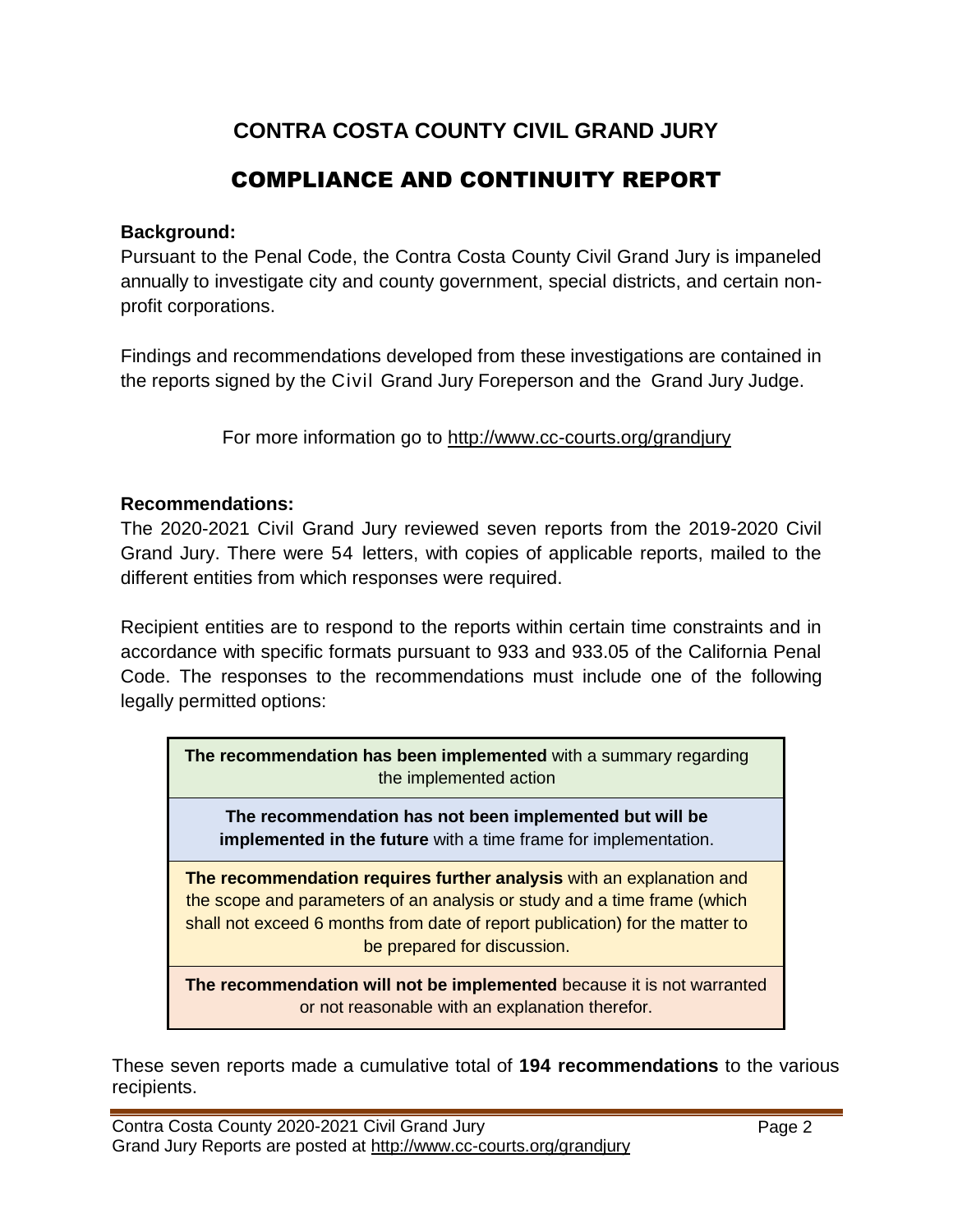# CONTRA COSTA COUNTY CIVIL GRAND JURY

## COMPLIANCE AND CONTINUITY REPORT

**Background:**

Pursuant to the Penal Code, the Contra Costa County Civil Grand Jury is impaneled annually to investigate city and county government, special districts, and certain non-profit corporations.

Findings and recommendations developed from these investigations are contained in the reports signed by the Civil Grand Jury Foreperson and the Grand Jury Judge.

For more information go to http://www.cc-courts.org/grandjury

**Recommendations:**

The 2020-2021 Civil Grand Jury reviewed seven reports from the 2019-2020 Civil Grand Jury. There were 54 letters, with copies of applicable reports, mailed to the different entities from which responses were required.

Recipient entities are to respond to the reports within certain time constraints and in accordance with specific formats pursuant to 933 and 933.05 of the California Penal Code. The responses to the recommendations must include one of the following legally permitted options:

| |
|---|
| **The recommendation has been implemented** with a summary regarding the implemented action |
| **The recommendation has not been implemented but will be implemented in the future** with a time frame for implementation. |
| **The recommendation requires further analysis** with an explanation and the scope and parameters of an analysis or study and a time frame (which shall not exceed 6 months from date of report publication) for the matter to be prepared for discussion. |
| **The recommendation will not be implemented** because it is not warranted or not reasonable with an explanation therefor. |

These seven reports made a cumulative total of **194 recommendations** to the various recipients.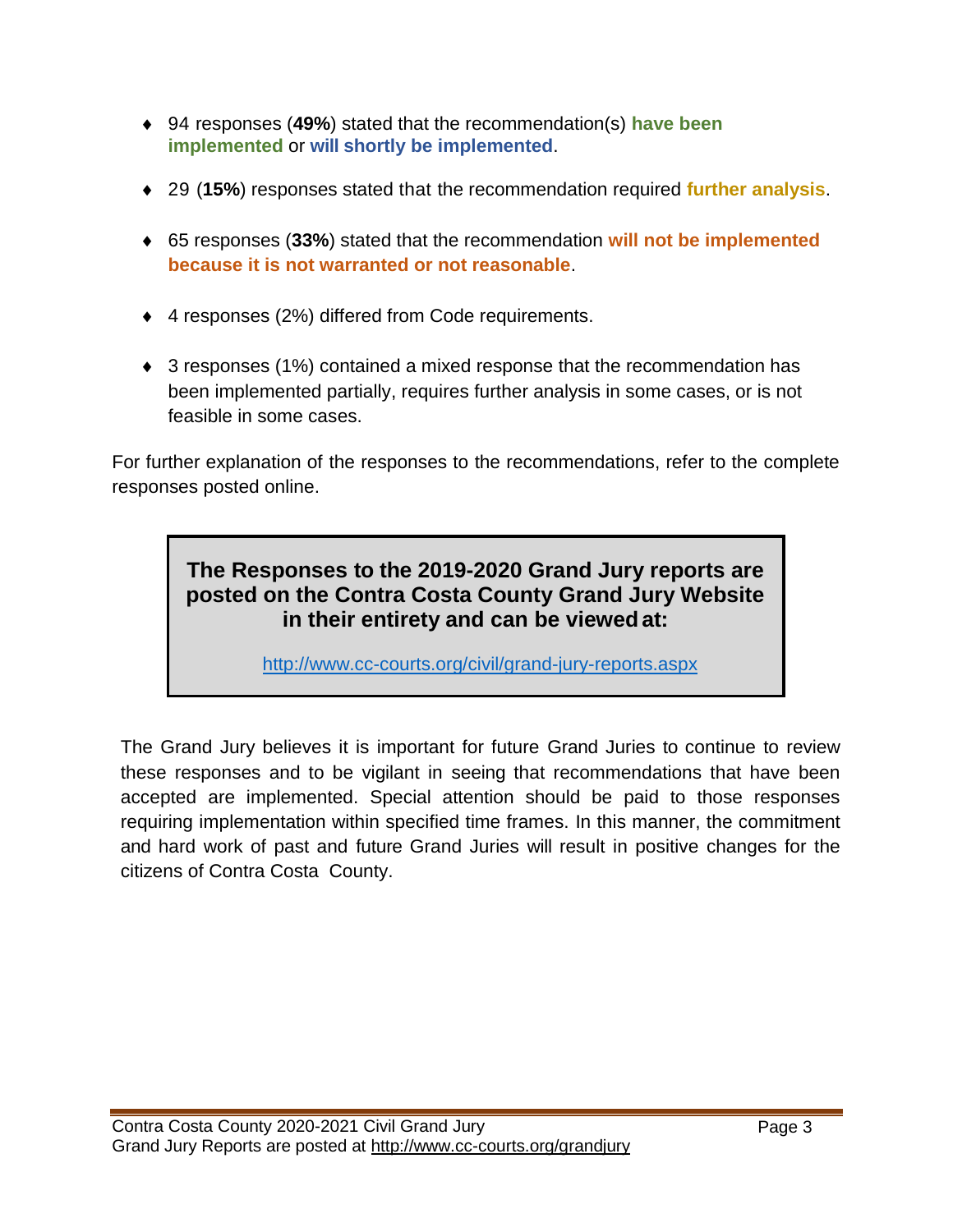- 94 responses (**49%**) stated that the recommendation(s) **have been implemented** or **will shortly be implemented**.

- 29 (**15%**) responses stated that the recommendation required **further analysis**.

- 65 responses (**33%**) stated that the recommendation **will not be implemented because it is not warranted or not reasonable**.

- 4 responses (2%) differed from Code requirements.

- 3 responses (1%) contained a mixed response that the recommendation has been implemented partially, requires further analysis in some cases, or is not feasible in some cases.

For further explanation of the responses to the recommendations, refer to the complete responses posted online.

> **The Responses to the 2019-2020 Grand Jury reports are posted on the Contra Costa County Grand Jury Website in their entirety and can be viewed at:**
>
> http://www.cc-courts.org/civil/grand-jury-reports.aspx

The Grand Jury believes it is important for future Grand Juries to continue to review these responses and to be vigilant in seeing that recommendations that have been accepted are implemented. Special attention should be paid to those responses requiring implementation within specified time frames. In this manner, the commitment and hard work of past and future Grand Juries will result in positive changes for the citizens of Contra Costa County.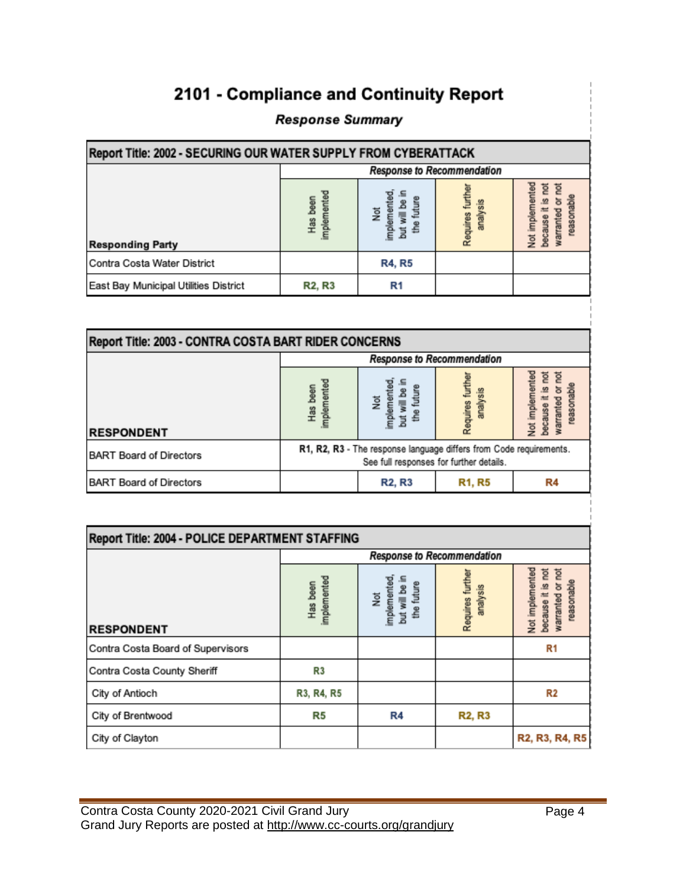# 2101 - Compliance and Continuity Report

### *Response Summary*

| Report Title: 2002 - SECURING OUR WATER SUPPLY FROM CYBERATTACK | | | | |
|---|---|---|---|---|
| | *Response to Recommendation* | | | |
| **Responding Party** | Has been implemented | Not implemented, but will be in the future | Requires further analysis | Not implemented because it is not warranted or not reasonable |
| Contra Costa Water District | | R4, R5 | | |
| East Bay Municipal Utilities District | R2, R3 | R1 | | |

| Report Title: 2003 - CONTRA COSTA BART RIDER CONCERNS | | | | |
|---|---|---|---|---|
| | *Response to Recommendation* | | | |
| **RESPONDENT** | Has been implemented | Not implemented, but will be in the future | Requires further analysis | Not implemented because it is not warranted or not reasonable |
| BART Board of Directors | **R1, R2, R3** - The response language differs from Code requirements. See full responses for further details. | | | |
| BART Board of Directors | | R2, R3 | R1, R5 | R4 |

| Report Title: 2004 - POLICE DEPARTMENT STAFFING | | | | |
|---|---|---|---|---|
| | *Response to Recommendation* | | | |
| **RESPONDENT** | Has been implemented | Not implemented, but will be in the future | Requires further analysis | Not implemented because it is not warranted or not reasonable |
| Contra Costa Board of Supervisors | | | | R1 |
| Contra Costa County Sheriff | R3 | | | |
| City of Antioch | R3, R4, R5 | | | R2 |
| City of Brentwood | R5 | R4 | R2, R3 | |
| City of Clayton | | | | R2, R3, R4, R5 |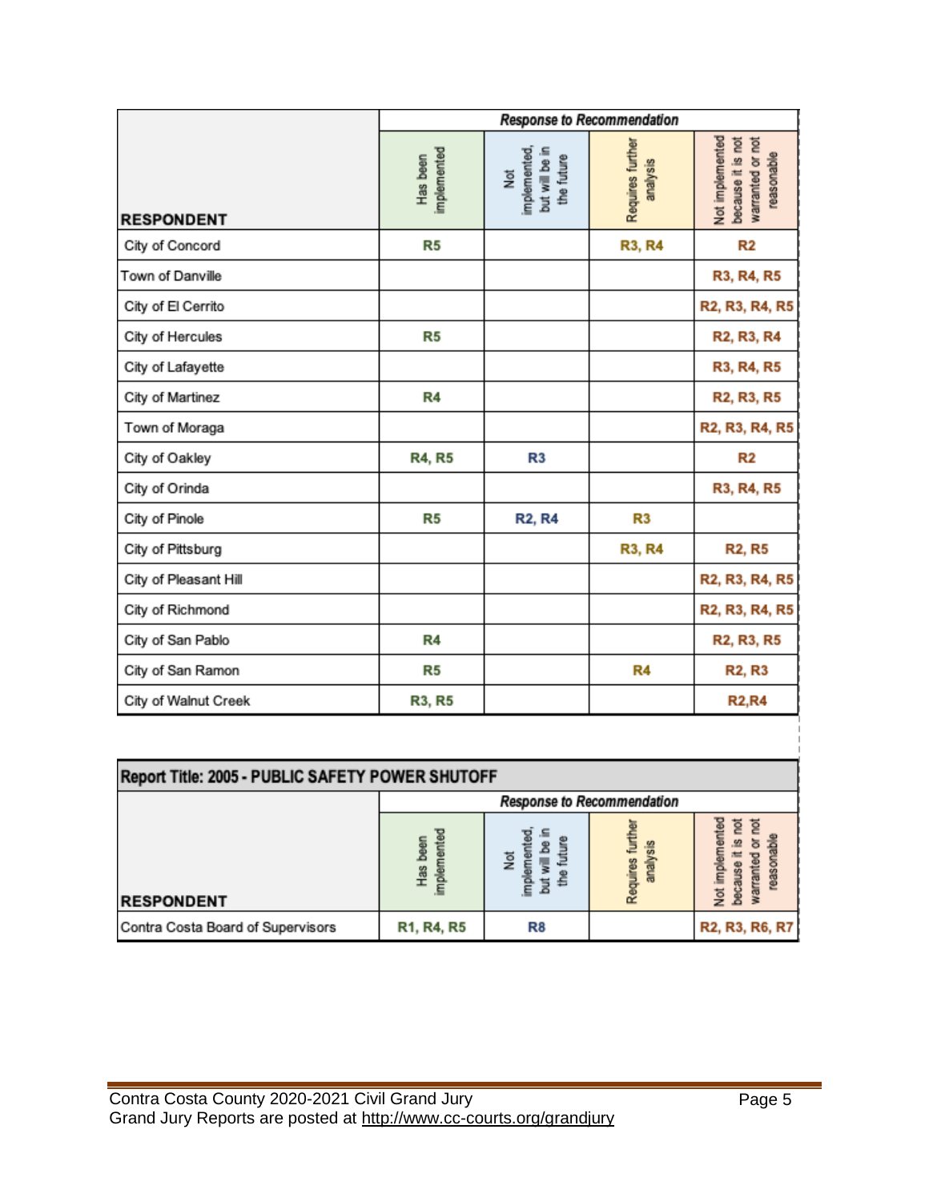| RESPONDENT | Response to Recommendation | | | |
|---|---|---|---|---|
| | Has been implemented | Not implemented, but will be in the future | Requires further analysis | Not implemented because it is not warranted or not reasonable |
| City of Concord | R5 | | R3, R4 | R2 |
| Town of Danville | | | | R3, R4, R5 |
| City of El Cerrito | | | | R2, R3, R4, R5 |
| City of Hercules | R5 | | | R2, R3, R4 |
| City of Lafayette | | | | R3, R4, R5 |
| City of Martinez | R4 | | | R2, R3, R5 |
| Town of Moraga | | | | R2, R3, R4, R5 |
| City of Oakley | R4, R5 | R3 | | R2 |
| City of Orinda | | | | R3, R4, R5 |
| City of Pinole | R5 | R2, R4 | R3 | |
| City of Pittsburg | | | R3, R4 | R2, R5 |
| City of Pleasant Hill | | | | R2, R3, R4, R5 |
| City of Richmond | | | | R2, R3, R4, R5 |
| City of San Pablo | R4 | | | R2, R3, R5 |
| City of San Ramon | R5 | | R4 | R2, R3 |
| City of Walnut Creek | R3, R5 | | | R2,R4 |

**Report Title: 2005 - PUBLIC SAFETY POWER SHUTOFF**

| RESPONDENT | Response to Recommendation | | | |
|---|---|---|---|---|
| | Has been implemented | Not implemented, but will be in the future | Requires further analysis | Not implemented because it is not warranted or not reasonable |
| Contra Costa Board of Supervisors | R1, R4, R5 | R8 | | R2, R3, R6, R7 |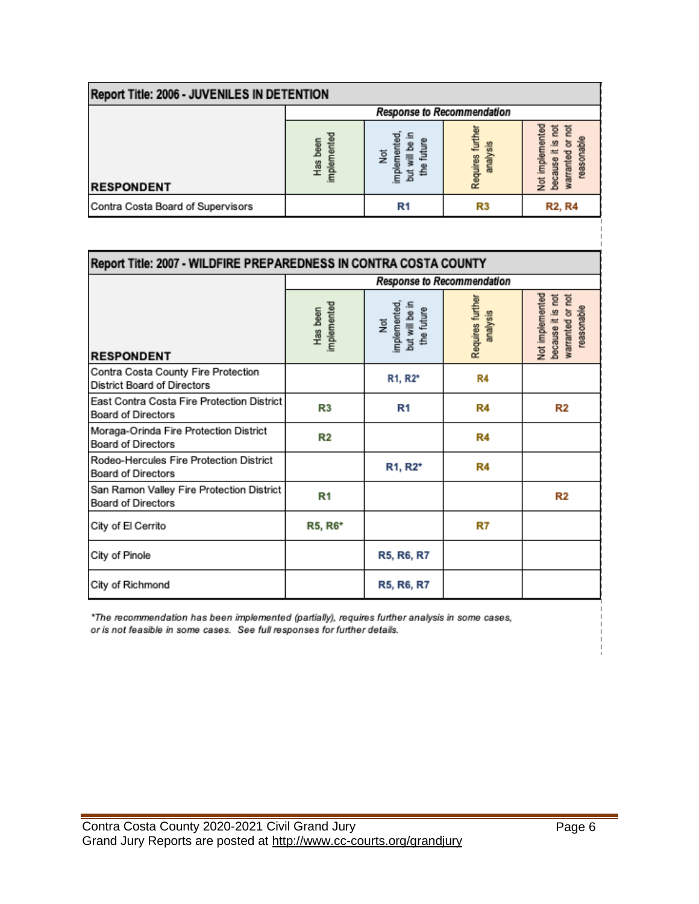| Report Title: 2006 - JUVENILES IN DETENTION | | | | |
|---|---|---|---|---|
| | Response to Recommendation | | | |
| RESPONDENT | Has been implemented | Not implemented, but will be in the future | Requires further analysis | Not implemented because it is not warranted or not reasonable |
| Contra Costa Board of Supervisors | | R1 | R3 | R2, R4 |

| Report Title: 2007 - WILDFIRE PREPAREDNESS IN CONTRA COSTA COUNTY | | | | |
|---|---|---|---|---|
| | Response to Recommendation | | | |
| RESPONDENT | Has been implemented | Not implemented, but will be in the future | Requires further analysis | Not implemented because it is not warranted or not reasonable |
| Contra Costa County Fire Protection District Board of Directors | | R1, R2* | R4 | |
| East Contra Costa Fire Protection District Board of Directors | R3 | R1 | R4 | R2 |
| Moraga-Orinda Fire Protection District Board of Directors | R2 | | R4 | |
| Rodeo-Hercules Fire Protection District Board of Directors | | R1, R2* | R4 | |
| San Ramon Valley Fire Protection District Board of Directors | R1 | | | R2 |
| City of El Cerrito | R5, R6* | | R7 | |
| City of Pinole | | R5, R6, R7 | | |
| City of Richmond | | R5, R6, R7 | | |

*\*The recommendation has been implemented (partially), requires further analysis in some cases, or is not feasible in some cases. See full responses for further details.*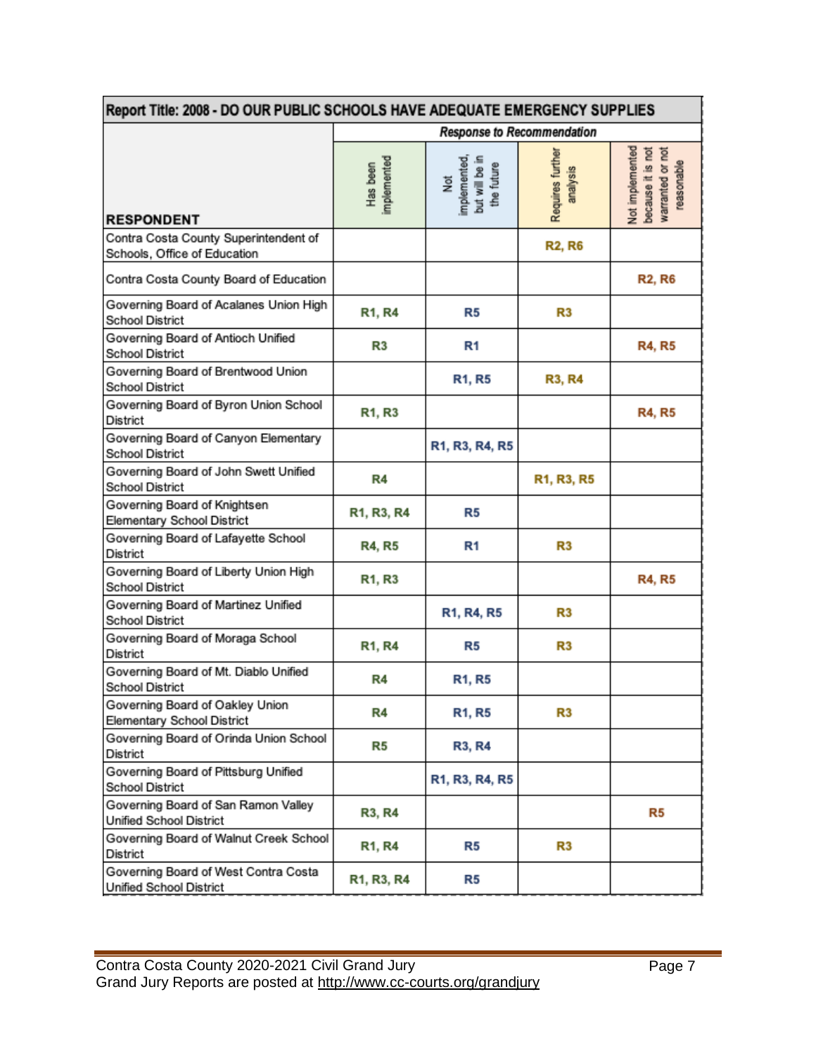| Report Title: 2008 - DO OUR PUBLIC SCHOOLS HAVE ADEQUATE EMERGENCY SUPPLIES | | | | |
|---|---|---|---|---|
| | *Response to Recommendation* | | | |
| **RESPONDENT** | Has been implemented | Not implemented, but will be in the future | Requires further analysis | Not implemented because it is not warranted or not reasonable |
| Contra Costa County Superintendent of Schools, Office of Education | | | R2, R6 | |
| Contra Costa County Board of Education | | | | R2, R6 |
| Governing Board of Acalanes Union High School District | R1, R4 | R5 | R3 | |
| Governing Board of Antioch Unified School District | R3 | R1 | | R4, R5 |
| Governing Board of Brentwood Union School District | | R1, R5 | R3, R4 | |
| Governing Board of Byron Union School District | R1, R3 | | | R4, R5 |
| Governing Board of Canyon Elementary School District | | R1, R3, R4, R5 | | |
| Governing Board of John Swett Unified School District | R4 | | R1, R3, R5 | |
| Governing Board of Knightsen Elementary School District | R1, R3, R4 | R5 | | |
| Governing Board of Lafayette School District | R4, R5 | R1 | R3 | |
| Governing Board of Liberty Union High School District | R1, R3 | | | R4, R5 |
| Governing Board of Martinez Unified School District | | R1, R4, R5 | R3 | |
| Governing Board of Moraga School District | R1, R4 | R5 | R3 | |
| Governing Board of Mt. Diablo Unified School District | R4 | R1, R5 | | |
| Governing Board of Oakley Union Elementary School District | R4 | R1, R5 | R3 | |
| Governing Board of Orinda Union School District | R5 | R3, R4 | | |
| Governing Board of Pittsburg Unified School District | | R1, R3, R4, R5 | | |
| Governing Board of San Ramon Valley Unified School District | R3, R4 | | | R5 |
| Governing Board of Walnut Creek School District | R1, R4 | R5 | R3 | |
| Governing Board of West Contra Costa Unified School District | R1, R3, R4 | R5 | | |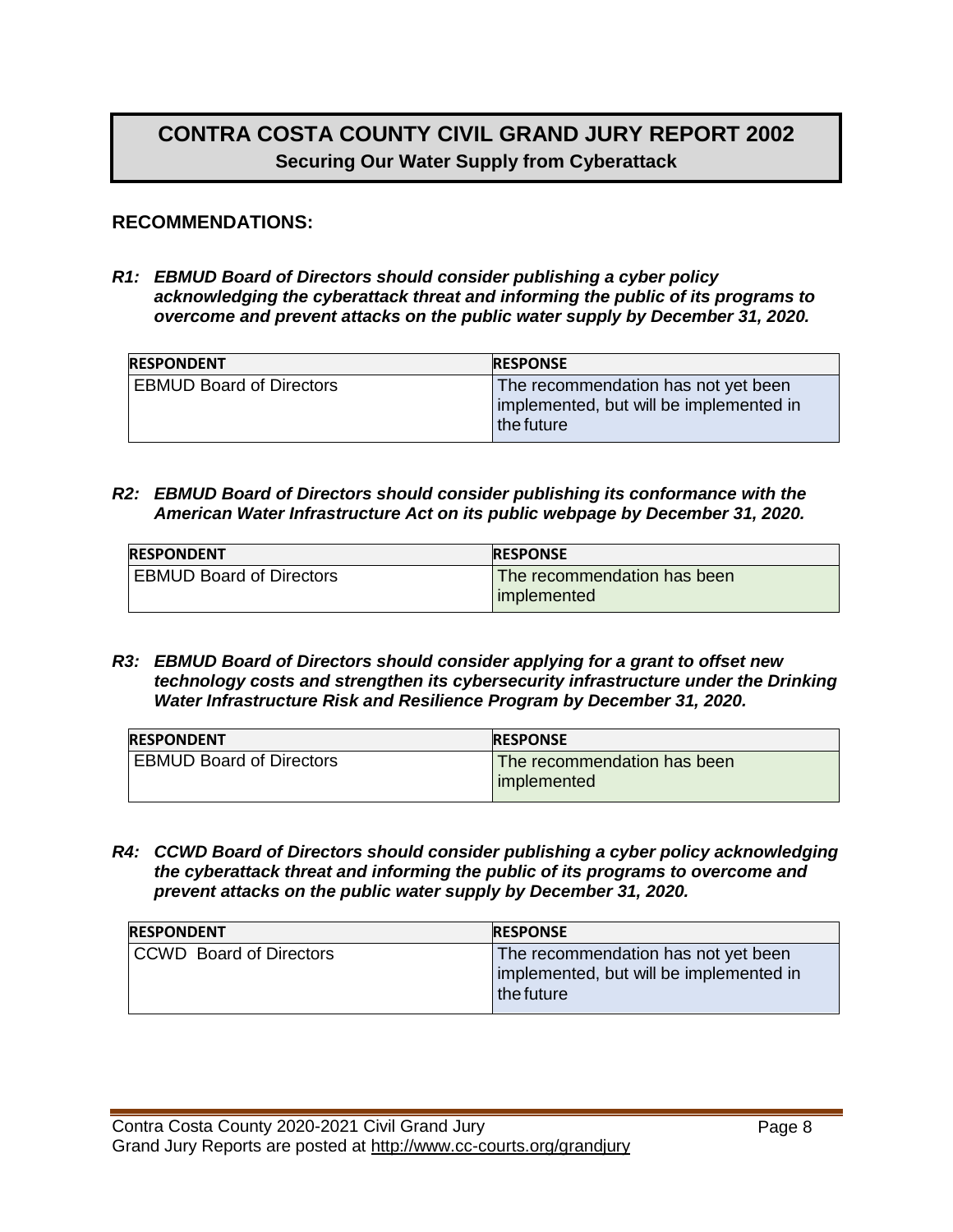# CONTRA COSTA COUNTY CIVIL GRAND JURY REPORT 2002

**Securing Our Water Supply from Cyberattack**

## RECOMMENDATIONS:

***R1: EBMUD Board of Directors should consider publishing a cyber policy acknowledging the cyberattack threat and informing the public of its programs to overcome and prevent attacks on the public water supply by December 31, 2020.***

| RESPONDENT | RESPONSE |
|---|---|
| EBMUD Board of Directors | The recommendation has not yet been implemented, but will be implemented in the future |

***R2: EBMUD Board of Directors should consider publishing its conformance with the American Water Infrastructure Act on its public webpage by December 31, 2020.***

| RESPONDENT | RESPONSE |
|---|---|
| EBMUD Board of Directors | The recommendation has been implemented |

***R3: EBMUD Board of Directors should consider applying for a grant to offset new technology costs and strengthen its cybersecurity infrastructure under the Drinking Water Infrastructure Risk and Resilience Program by December 31, 2020.***

| RESPONDENT | RESPONSE |
|---|---|
| EBMUD Board of Directors | The recommendation has been implemented |

***R4: CCWD Board of Directors should consider publishing a cyber policy acknowledging the cyberattack threat and informing the public of its programs to overcome and prevent attacks on the public water supply by December 31, 2020.***

| RESPONDENT | RESPONSE |
|---|---|
| CCWD Board of Directors | The recommendation has not yet been implemented, but will be implemented in the future |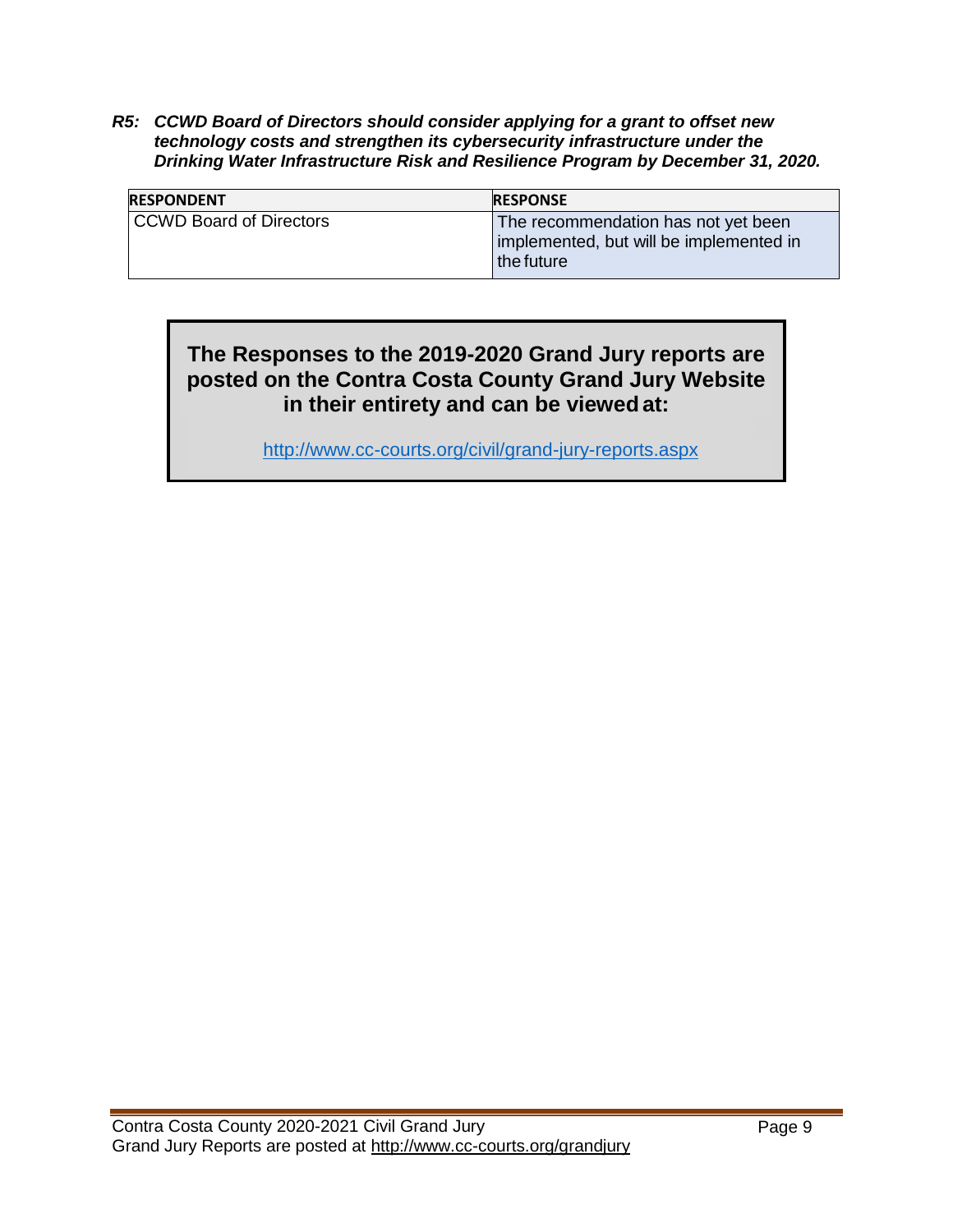***R5: CCWD Board of Directors should consider applying for a grant to offset new technology costs and strengthen its cybersecurity infrastructure under the Drinking Water Infrastructure Risk and Resilience Program by December 31, 2020.***

| RESPONDENT | RESPONSE |
|---|---|
| CCWD Board of Directors | The recommendation has not yet been implemented, but will be implemented in the future |

**The Responses to the 2019-2020 Grand Jury reports are posted on the Contra Costa County Grand Jury Website in their entirety and can be viewed at:**

http://www.cc-courts.org/civil/grand-jury-reports.aspx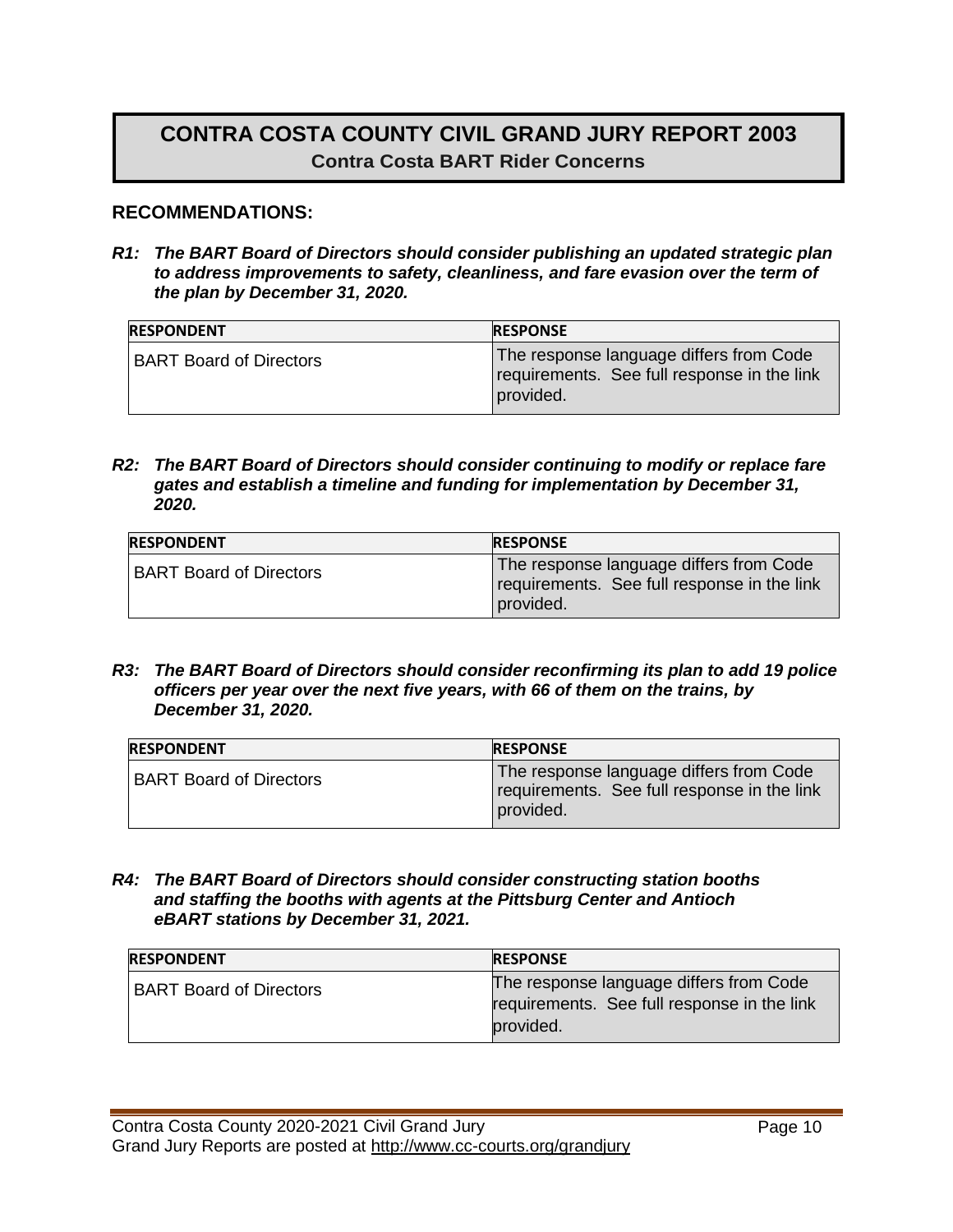# CONTRA COSTA COUNTY CIVIL GRAND JURY REPORT 2003

## Contra Costa BART Rider Concerns

### RECOMMENDATIONS:

***R1: The BART Board of Directors should consider publishing an updated strategic plan to address improvements to safety, cleanliness, and fare evasion over the term of the plan by December 31, 2020.***

| RESPONDENT | RESPONSE |
|---|---|
| BART Board of Directors | The response language differs from Code requirements. See full response in the link provided. |

***R2: The BART Board of Directors should consider continuing to modify or replace fare gates and establish a timeline and funding for implementation by December 31, 2020.***

| RESPONDENT | RESPONSE |
|---|---|
| BART Board of Directors | The response language differs from Code requirements. See full response in the link provided. |

***R3: The BART Board of Directors should consider reconfirming its plan to add 19 police officers per year over the next five years, with 66 of them on the trains, by December 31, 2020.***

| RESPONDENT | RESPONSE |
|---|---|
| BART Board of Directors | The response language differs from Code requirements. See full response in the link provided. |

***R4: The BART Board of Directors should consider constructing station booths and staffing the booths with agents at the Pittsburg Center and Antioch eBART stations by December 31, 2021.***

| RESPONDENT | RESPONSE |
|---|---|
| BART Board of Directors | The response language differs from Code requirements. See full response in the link provided. |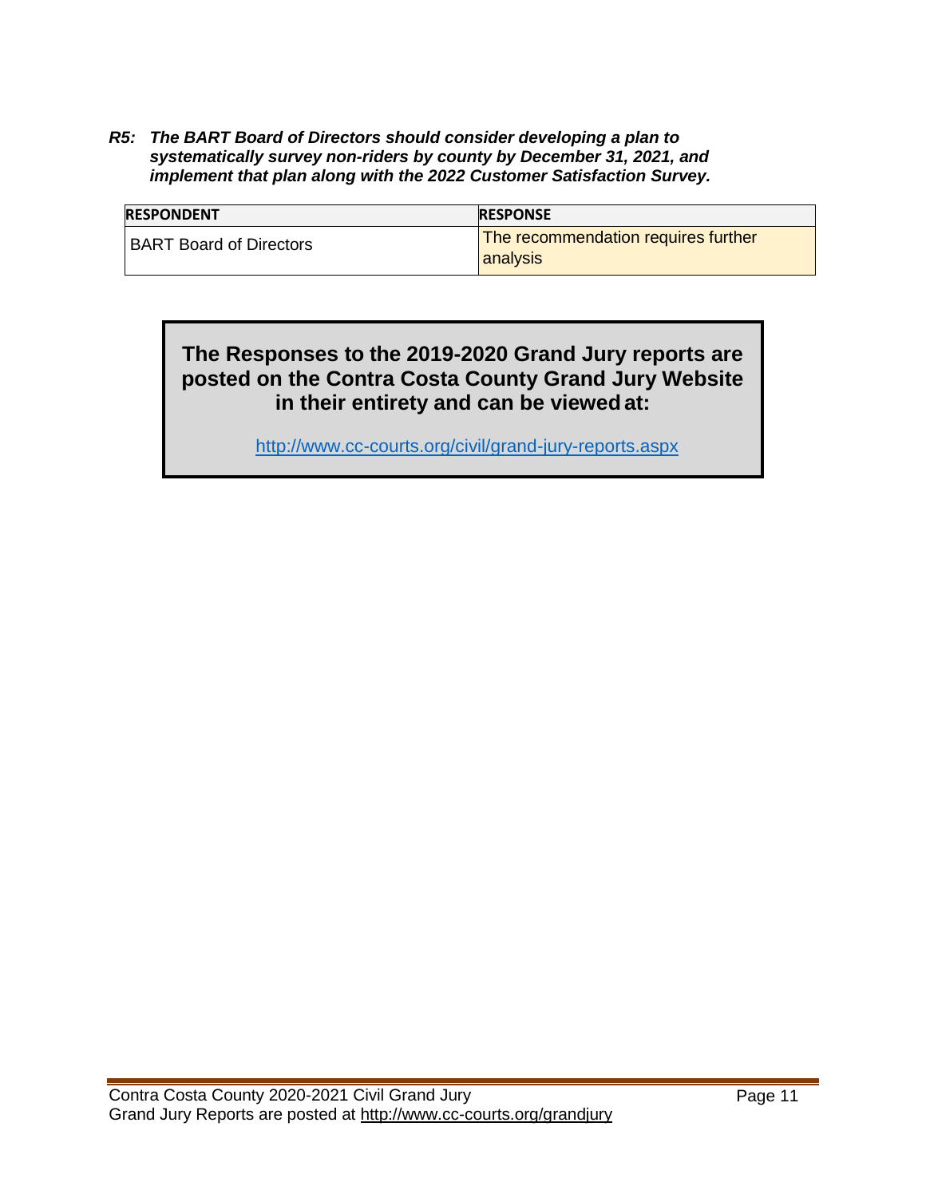***R5: The BART Board of Directors should consider developing a plan to systematically survey non-riders by county by December 31, 2021, and implement that plan along with the 2022 Customer Satisfaction Survey.***

| RESPONDENT | RESPONSE |
|---|---|
| BART Board of Directors | The recommendation requires further analysis |

**The Responses to the 2019-2020 Grand Jury reports are posted on the Contra Costa County Grand Jury Website in their entirety and can be viewed at:**

http://www.cc-courts.org/civil/grand-jury-reports.aspx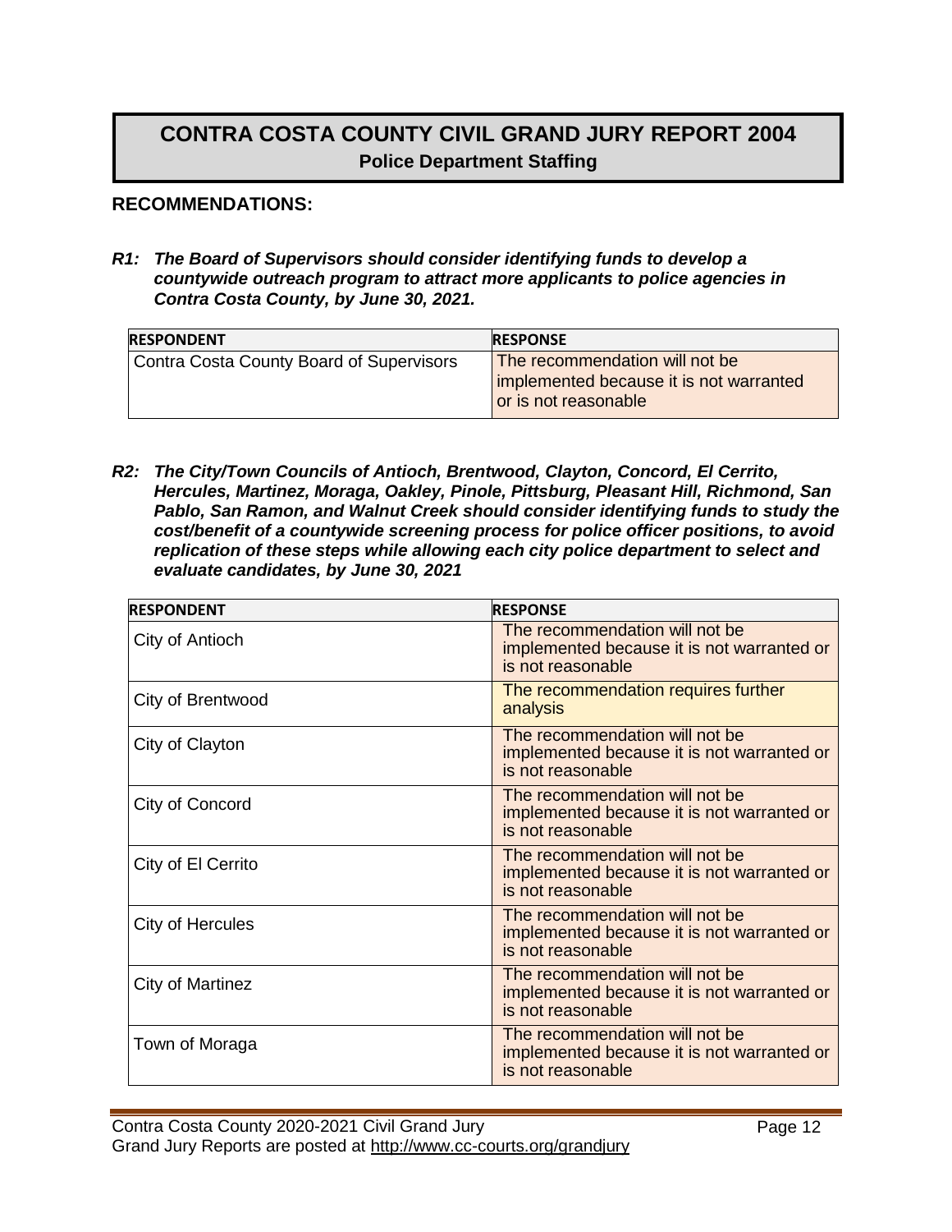# CONTRA COSTA COUNTY CIVIL GRAND JURY REPORT 2004

## Police Department Staffing

### RECOMMENDATIONS:

***R1: The Board of Supervisors should consider identifying funds to develop a countywide outreach program to attract more applicants to police agencies in Contra Costa County, by June 30, 2021.***

| RESPONDENT | RESPONSE |
|---|---|
| Contra Costa County Board of Supervisors | The recommendation will not be implemented because it is not warranted or is not reasonable |

***R2: The City/Town Councils of Antioch, Brentwood, Clayton, Concord, El Cerrito, Hercules, Martinez, Moraga, Oakley, Pinole, Pittsburg, Pleasant Hill, Richmond, San Pablo, San Ramon, and Walnut Creek should consider identifying funds to study the cost/benefit of a countywide screening process for police officer positions, to avoid replication of these steps while allowing each city police department to select and evaluate candidates, by June 30, 2021***

| RESPONDENT | RESPONSE |
|---|---|
| City of Antioch | The recommendation will not be implemented because it is not warranted or is not reasonable |
| City of Brentwood | The recommendation requires further analysis |
| City of Clayton | The recommendation will not be implemented because it is not warranted or is not reasonable |
| City of Concord | The recommendation will not be implemented because it is not warranted or is not reasonable |
| City of El Cerrito | The recommendation will not be implemented because it is not warranted or is not reasonable |
| City of Hercules | The recommendation will not be implemented because it is not warranted or is not reasonable |
| City of Martinez | The recommendation will not be implemented because it is not warranted or is not reasonable |
| Town of Moraga | The recommendation will not be implemented because it is not warranted or is not reasonable |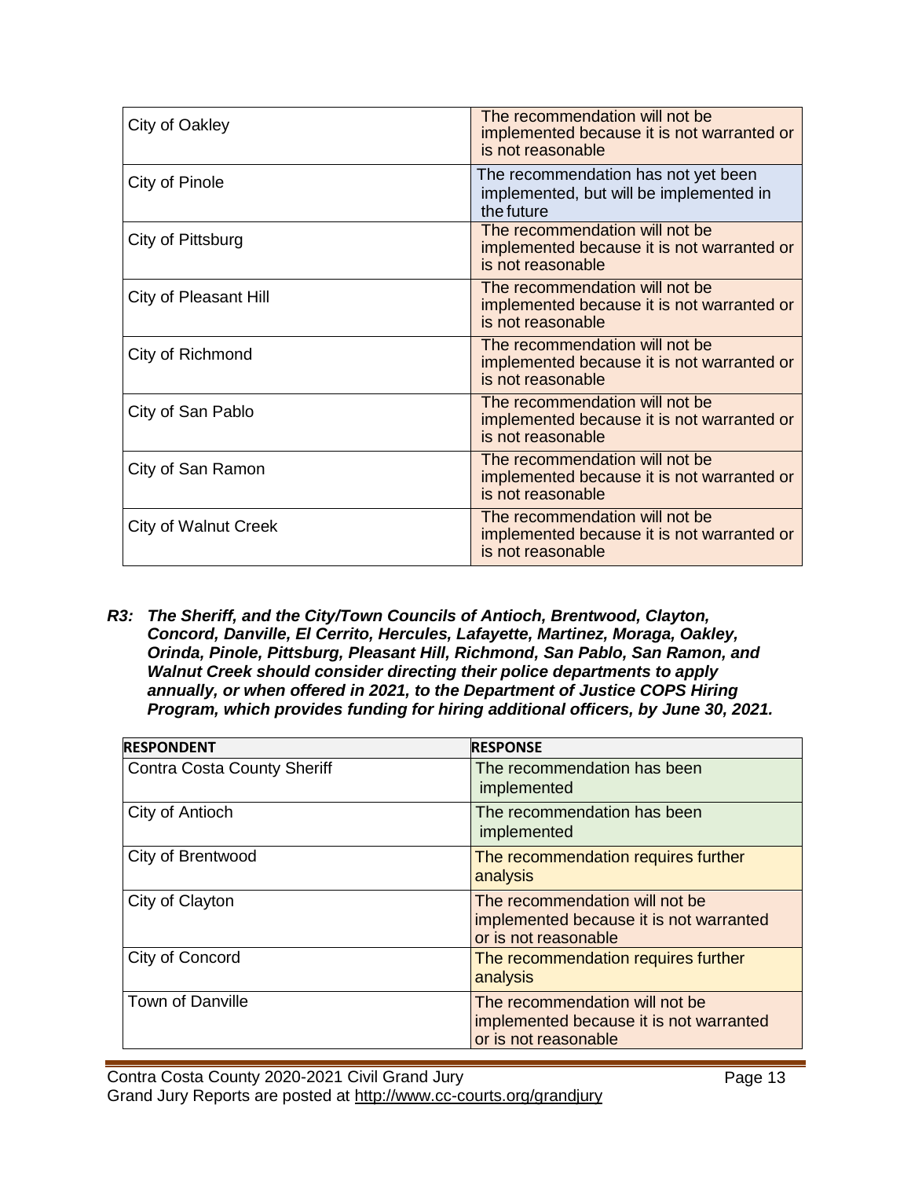| | |
|---|---|
| City of Oakley | The recommendation will not be implemented because it is not warranted or is not reasonable |
| City of Pinole | The recommendation has not yet been implemented, but will be implemented in the future |
| City of Pittsburg | The recommendation will not be implemented because it is not warranted or is not reasonable |
| City of Pleasant Hill | The recommendation will not be implemented because it is not warranted or is not reasonable |
| City of Richmond | The recommendation will not be implemented because it is not warranted or is not reasonable |
| City of San Pablo | The recommendation will not be implemented because it is not warranted or is not reasonable |
| City of San Ramon | The recommendation will not be implemented because it is not warranted or is not reasonable |
| City of Walnut Creek | The recommendation will not be implemented because it is not warranted or is not reasonable |

***R3: The Sheriff, and the City/Town Councils of Antioch, Brentwood, Clayton, Concord, Danville, El Cerrito, Hercules, Lafayette, Martinez, Moraga, Oakley, Orinda, Pinole, Pittsburg, Pleasant Hill, Richmond, San Pablo, San Ramon, and Walnut Creek should consider directing their police departments to apply annually, or when offered in 2021, to the Department of Justice COPS Hiring Program, which provides funding for hiring additional officers, by June 30, 2021.***

| RESPONDENT | RESPONSE |
|---|---|
| Contra Costa County Sheriff | The recommendation has been implemented |
| City of Antioch | The recommendation has been implemented |
| City of Brentwood | The recommendation requires further analysis |
| City of Clayton | The recommendation will not be implemented because it is not warranted or is not reasonable |
| City of Concord | The recommendation requires further analysis |
| Town of Danville | The recommendation will not be implemented because it is not warranted or is not reasonable |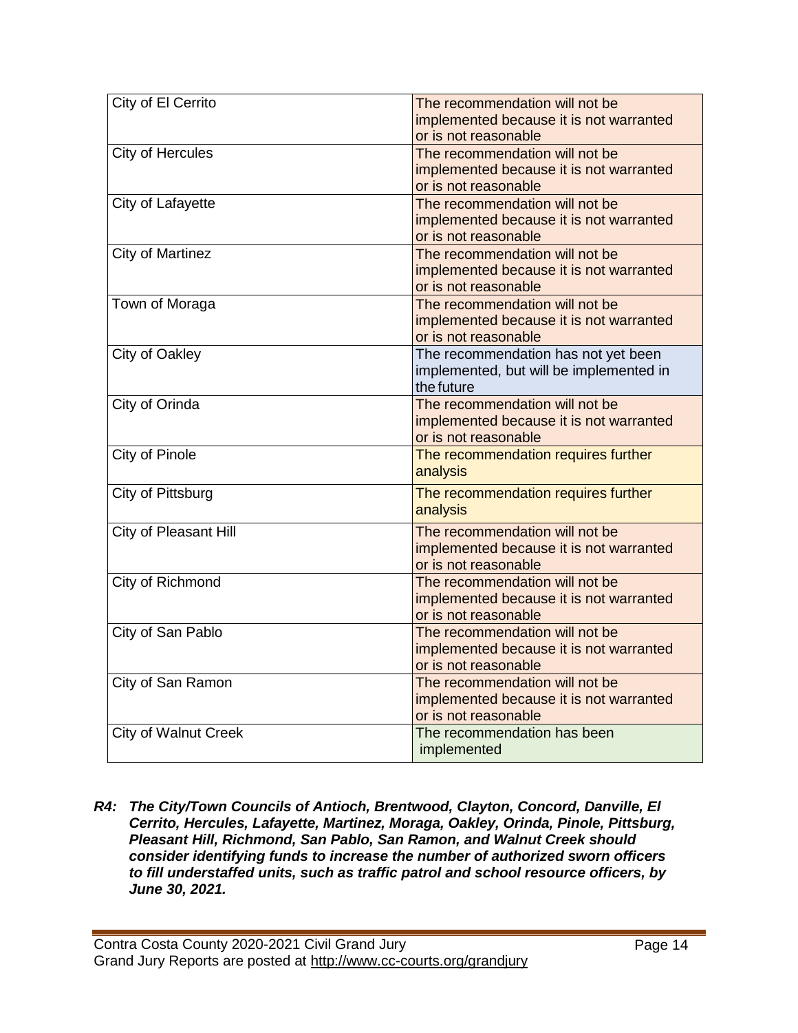| | |
|---|---|
| City of El Cerrito | The recommendation will not be implemented because it is not warranted or is not reasonable |
| City of Hercules | The recommendation will not be implemented because it is not warranted or is not reasonable |
| City of Lafayette | The recommendation will not be implemented because it is not warranted or is not reasonable |
| City of Martinez | The recommendation will not be implemented because it is not warranted or is not reasonable |
| Town of Moraga | The recommendation will not be implemented because it is not warranted or is not reasonable |
| City of Oakley | The recommendation has not yet been implemented, but will be implemented in the future |
| City of Orinda | The recommendation will not be implemented because it is not warranted or is not reasonable |
| City of Pinole | The recommendation requires further analysis |
| City of Pittsburg | The recommendation requires further analysis |
| City of Pleasant Hill | The recommendation will not be implemented because it is not warranted or is not reasonable |
| City of Richmond | The recommendation will not be implemented because it is not warranted or is not reasonable |
| City of San Pablo | The recommendation will not be implemented because it is not warranted or is not reasonable |
| City of San Ramon | The recommendation will not be implemented because it is not warranted or is not reasonable |
| City of Walnut Creek | The recommendation has been implemented |

***R4: The City/Town Councils of Antioch, Brentwood, Clayton, Concord, Danville, El Cerrito, Hercules, Lafayette, Martinez, Moraga, Oakley, Orinda, Pinole, Pittsburg, Pleasant Hill, Richmond, San Pablo, San Ramon, and Walnut Creek should consider identifying funds to increase the number of authorized sworn officers to fill understaffed units, such as traffic patrol and school resource officers, by June 30, 2021.***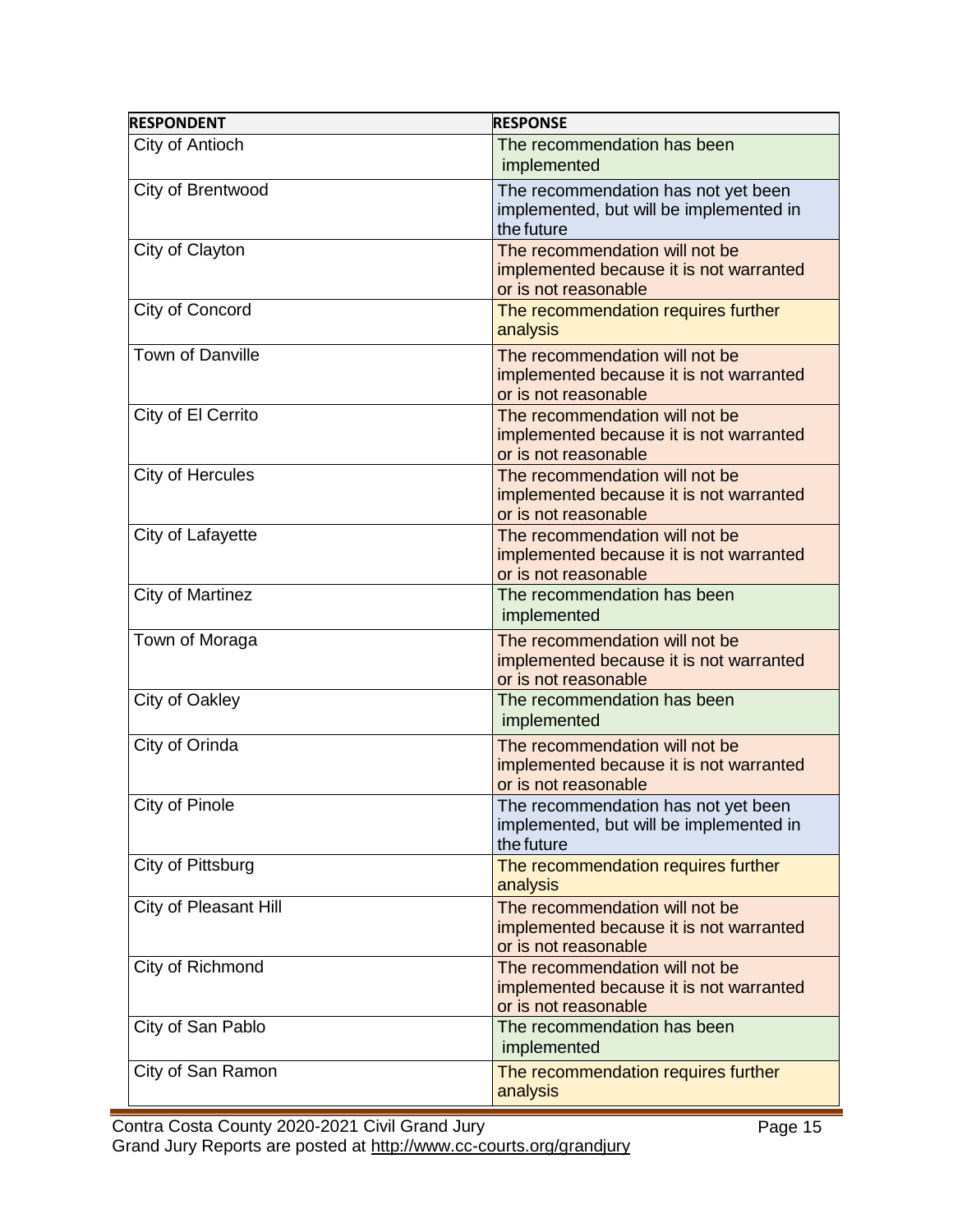| RESPONDENT | RESPONSE |
|---|---|
| City of Antioch | The recommendation has been implemented |
| City of Brentwood | The recommendation has not yet been implemented, but will be implemented in the future |
| City of Clayton | The recommendation will not be implemented because it is not warranted or is not reasonable |
| City of Concord | The recommendation requires further analysis |
| Town of Danville | The recommendation will not be implemented because it is not warranted or is not reasonable |
| City of El Cerrito | The recommendation will not be implemented because it is not warranted or is not reasonable |
| City of Hercules | The recommendation will not be implemented because it is not warranted or is not reasonable |
| City of Lafayette | The recommendation will not be implemented because it is not warranted or is not reasonable |
| City of Martinez | The recommendation has been implemented |
| Town of Moraga | The recommendation will not be implemented because it is not warranted or is not reasonable |
| City of Oakley | The recommendation has been implemented |
| City of Orinda | The recommendation will not be implemented because it is not warranted or is not reasonable |
| City of Pinole | The recommendation has not yet been implemented, but will be implemented in the future |
| City of Pittsburg | The recommendation requires further analysis |
| City of Pleasant Hill | The recommendation will not be implemented because it is not warranted or is not reasonable |
| City of Richmond | The recommendation will not be implemented because it is not warranted or is not reasonable |
| City of San Pablo | The recommendation has been implemented |
| City of San Ramon | The recommendation requires further analysis |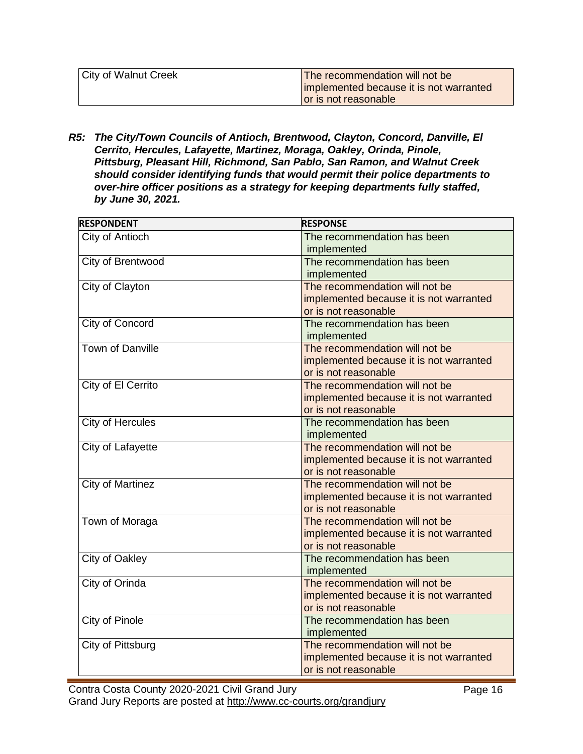| City of Walnut Creek | The recommendation will not be implemented because it is not warranted or is not reasonable |
|---|---|

***R5: The City/Town Councils of Antioch, Brentwood, Clayton, Concord, Danville, El Cerrito, Hercules, Lafayette, Martinez, Moraga, Oakley, Orinda, Pinole, Pittsburg, Pleasant Hill, Richmond, San Pablo, San Ramon, and Walnut Creek should consider identifying funds that would permit their police departments to over-hire officer positions as a strategy for keeping departments fully staffed, by June 30, 2021.***

| RESPONDENT | RESPONSE |
|---|---|
| City of Antioch | The recommendation has been implemented |
| City of Brentwood | The recommendation has been implemented |
| City of Clayton | The recommendation will not be implemented because it is not warranted or is not reasonable |
| City of Concord | The recommendation has been implemented |
| Town of Danville | The recommendation will not be implemented because it is not warranted or is not reasonable |
| City of El Cerrito | The recommendation will not be implemented because it is not warranted or is not reasonable |
| City of Hercules | The recommendation has been implemented |
| City of Lafayette | The recommendation will not be implemented because it is not warranted or is not reasonable |
| City of Martinez | The recommendation will not be implemented because it is not warranted or is not reasonable |
| Town of Moraga | The recommendation will not be implemented because it is not warranted or is not reasonable |
| City of Oakley | The recommendation has been implemented |
| City of Orinda | The recommendation will not be implemented because it is not warranted or is not reasonable |
| City of Pinole | The recommendation has been implemented |
| City of Pittsburg | The recommendation will not be implemented because it is not warranted or is not reasonable |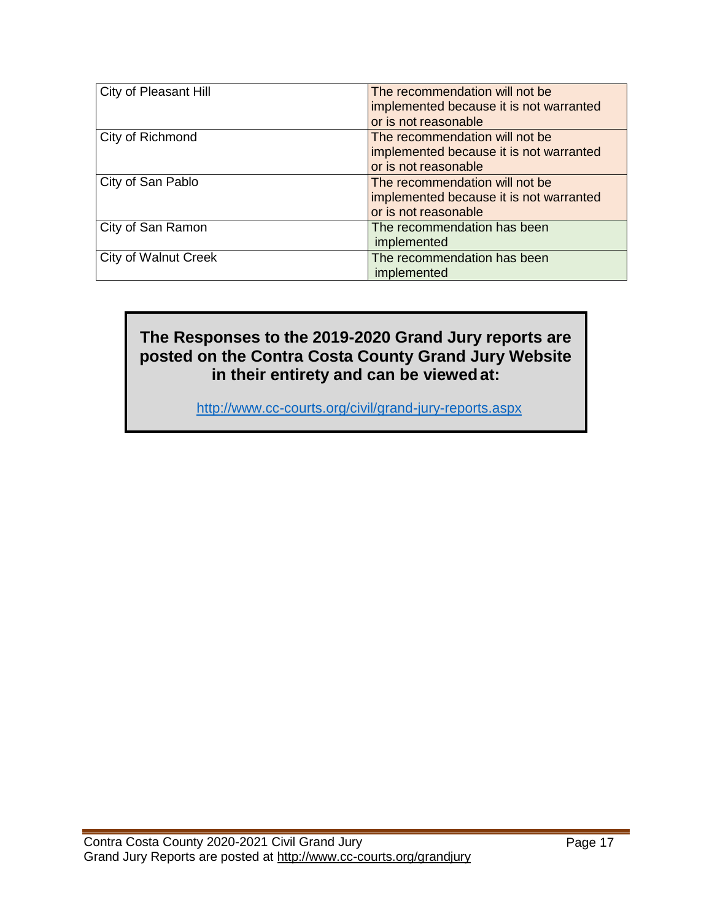| | |
|---|---|
| City of Pleasant Hill | The recommendation will not be implemented because it is not warranted or is not reasonable |
| City of Richmond | The recommendation will not be implemented because it is not warranted or is not reasonable |
| City of San Pablo | The recommendation will not be implemented because it is not warranted or is not reasonable |
| City of San Ramon | The recommendation has been implemented |
| City of Walnut Creek | The recommendation has been implemented |

**The Responses to the 2019-2020 Grand Jury reports are posted on the Contra Costa County Grand Jury Website in their entirety and can be viewed at:**

http://www.cc-courts.org/civil/grand-jury-reports.aspx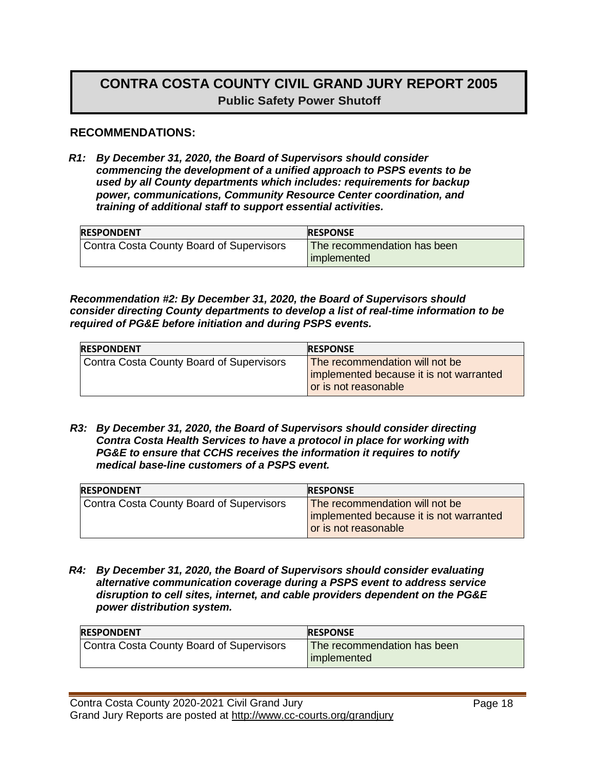# CONTRA COSTA COUNTY CIVIL GRAND JURY REPORT 2005

**Public Safety Power Shutoff**

## RECOMMENDATIONS:

***R1: By December 31, 2020, the Board of Supervisors should consider commencing the development of a unified approach to PSPS events to be used by all County departments which includes: requirements for backup power, communications, Community Resource Center coordination, and training of additional staff to support essential activities.***

| RESPONDENT | RESPONSE |
| --- | --- |
| Contra Costa County Board of Supervisors | The recommendation has been implemented |

***Recommendation #2: By December 31, 2020, the Board of Supervisors should consider directing County departments to develop a list of real-time information to be required of PG&E before initiation and during PSPS events.***

| RESPONDENT | RESPONSE |
| --- | --- |
| Contra Costa County Board of Supervisors | The recommendation will not be implemented because it is not warranted or is not reasonable |

***R3: By December 31, 2020, the Board of Supervisors should consider directing Contra Costa Health Services to have a protocol in place for working with PG&E to ensure that CCHS receives the information it requires to notify medical base-line customers of a PSPS event.***

| RESPONDENT | RESPONSE |
| --- | --- |
| Contra Costa County Board of Supervisors | The recommendation will not be implemented because it is not warranted or is not reasonable |

***R4: By December 31, 2020, the Board of Supervisors should consider evaluating alternative communication coverage during a PSPS event to address service disruption to cell sites, internet, and cable providers dependent on the PG&E power distribution system.***

| RESPONDENT | RESPONSE |
| --- | --- |
| Contra Costa County Board of Supervisors | The recommendation has been implemented |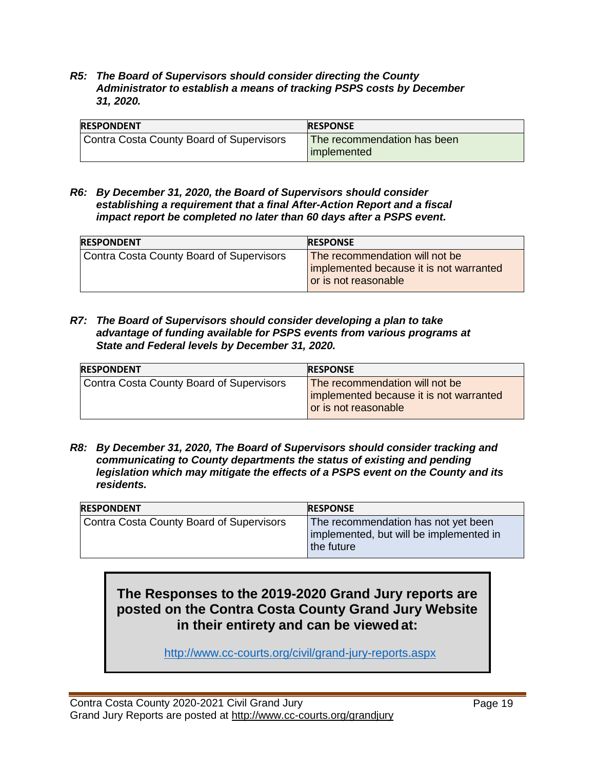***R5: The Board of Supervisors should consider directing the County Administrator to establish a means of tracking PSPS costs by December 31, 2020.***

| RESPONDENT | RESPONSE |
| --- | --- |
| Contra Costa County Board of Supervisors | The recommendation has been implemented |

***R6: By December 31, 2020, the Board of Supervisors should consider establishing a requirement that a final After-Action Report and a fiscal impact report be completed no later than 60 days after a PSPS event.***

| RESPONDENT | RESPONSE |
| --- | --- |
| Contra Costa County Board of Supervisors | The recommendation will not be implemented because it is not warranted or is not reasonable |

***R7: The Board of Supervisors should consider developing a plan to take advantage of funding available for PSPS events from various programs at State and Federal levels by December 31, 2020.***

| RESPONDENT | RESPONSE |
| --- | --- |
| Contra Costa County Board of Supervisors | The recommendation will not be implemented because it is not warranted or is not reasonable |

***R8: By December 31, 2020, The Board of Supervisors should consider tracking and communicating to County departments the status of existing and pending legislation which may mitigate the effects of a PSPS event on the County and its residents.***

| RESPONDENT | RESPONSE |
| --- | --- |
| Contra Costa County Board of Supervisors | The recommendation has not yet been implemented, but will be implemented in the future |

**The Responses to the 2019-2020 Grand Jury reports are posted on the Contra Costa County Grand Jury Website in their entirety and can be viewed at:**

http://www.cc-courts.org/civil/grand-jury-reports.aspx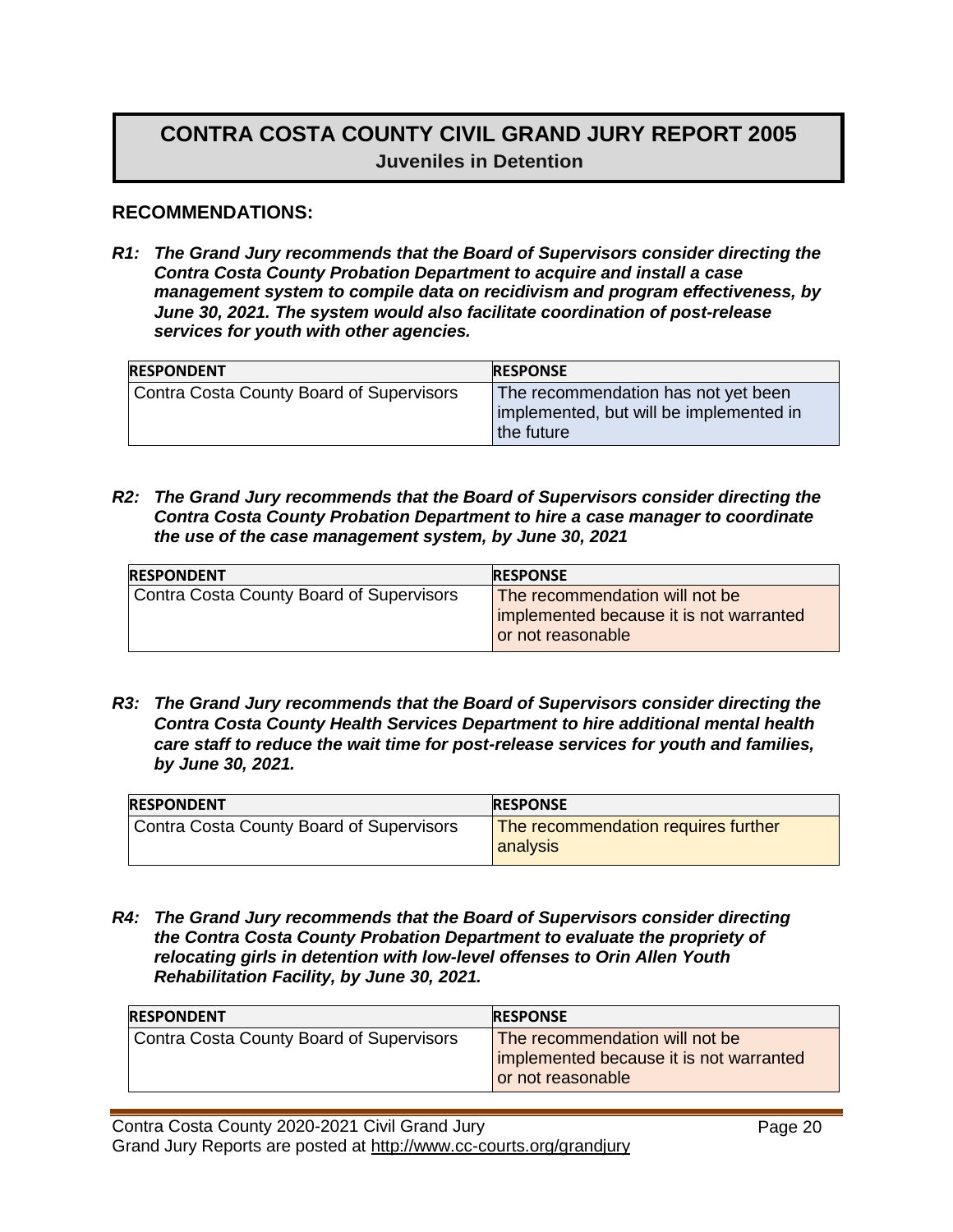# CONTRA COSTA COUNTY CIVIL GRAND JURY REPORT 2005

## Juveniles in Detention

### RECOMMENDATIONS:

***R1: The Grand Jury recommends that the Board of Supervisors consider directing the Contra Costa County Probation Department to acquire and install a case management system to compile data on recidivism and program effectiveness, by June 30, 2021. The system would also facilitate coordination of post-release services for youth with other agencies.***

| RESPONDENT | RESPONSE |
| --- | --- |
| Contra Costa County Board of Supervisors | The recommendation has not yet been implemented, but will be implemented in the future |

***R2: The Grand Jury recommends that the Board of Supervisors consider directing the Contra Costa County Probation Department to hire a case manager to coordinate the use of the case management system, by June 30, 2021***

| RESPONDENT | RESPONSE |
| --- | --- |
| Contra Costa County Board of Supervisors | The recommendation will not be implemented because it is not warranted or not reasonable |

***R3: The Grand Jury recommends that the Board of Supervisors consider directing the Contra Costa County Health Services Department to hire additional mental health care staff to reduce the wait time for post-release services for youth and families, by June 30, 2021.***

| RESPONDENT | RESPONSE |
| --- | --- |
| Contra Costa County Board of Supervisors | The recommendation requires further analysis |

***R4: The Grand Jury recommends that the Board of Supervisors consider directing the Contra Costa County Probation Department to evaluate the propriety of relocating girls in detention with low-level offenses to Orin Allen Youth Rehabilitation Facility, by June 30, 2021.***

| RESPONDENT | RESPONSE |
| --- | --- |
| Contra Costa County Board of Supervisors | The recommendation will not be implemented because it is not warranted or not reasonable |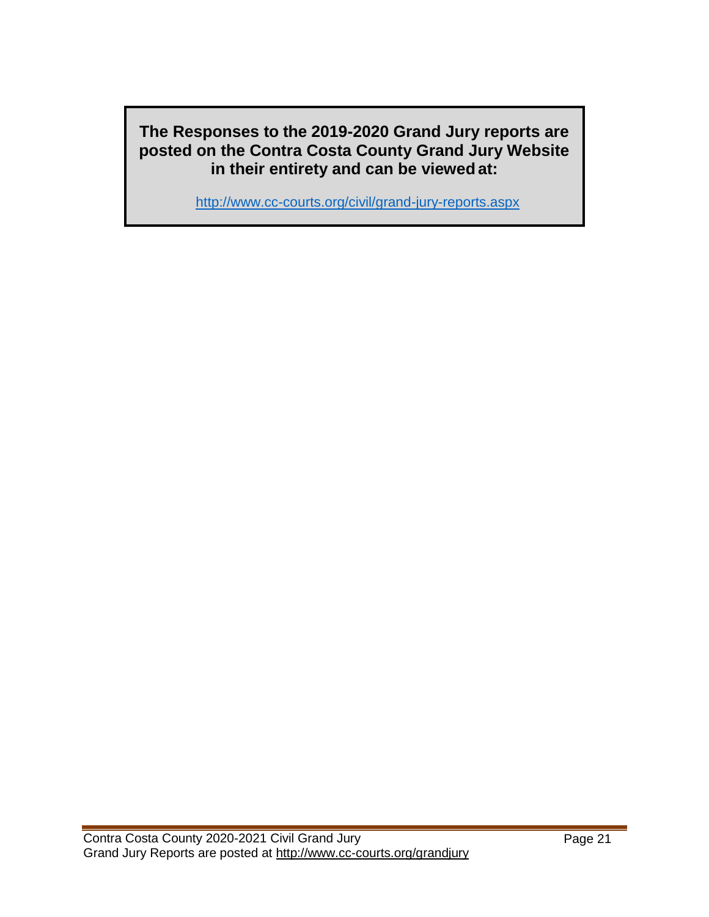**The Responses to the 2019-2020 Grand Jury reports are posted on the Contra Costa County Grand Jury Website in their entirety and can be viewed at:**

http://www.cc-courts.org/civil/grand-jury-reports.aspx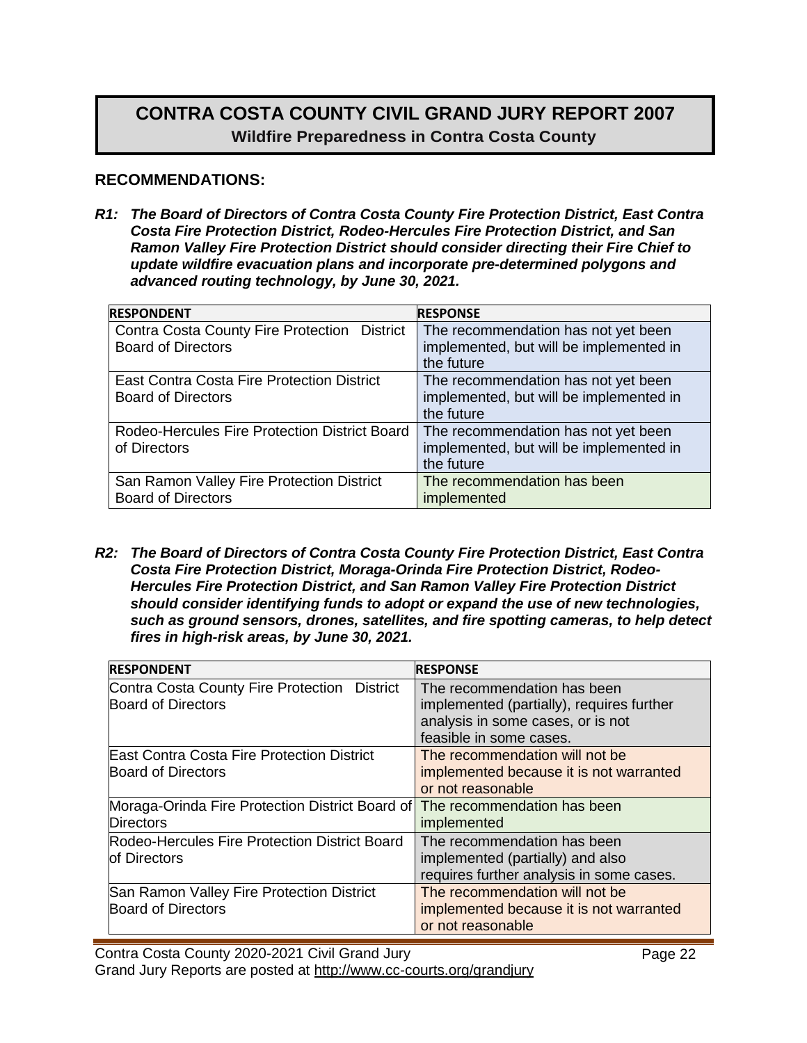# CONTRA COSTA COUNTY CIVIL GRAND JURY REPORT 2007

## Wildfire Preparedness in Contra Costa County

### RECOMMENDATIONS:

***R1: The Board of Directors of Contra Costa County Fire Protection District, East Contra Costa Fire Protection District, Rodeo-Hercules Fire Protection District, and San Ramon Valley Fire Protection District should consider directing their Fire Chief to update wildfire evacuation plans and incorporate pre-determined polygons and advanced routing technology, by June 30, 2021.***

| RESPONDENT | RESPONSE |
|---|---|
| Contra Costa County Fire Protection District Board of Directors | The recommendation has not yet been implemented, but will be implemented in the future |
| East Contra Costa Fire Protection District Board of Directors | The recommendation has not yet been implemented, but will be implemented in the future |
| Rodeo-Hercules Fire Protection District Board of Directors | The recommendation has not yet been implemented, but will be implemented in the future |
| San Ramon Valley Fire Protection District Board of Directors | The recommendation has been implemented |

***R2: The Board of Directors of Contra Costa County Fire Protection District, East Contra Costa Fire Protection District, Moraga-Orinda Fire Protection District, Rodeo-Hercules Fire Protection District, and San Ramon Valley Fire Protection District should consider identifying funds to adopt or expand the use of new technologies, such as ground sensors, drones, satellites, and fire spotting cameras, to help detect fires in high-risk areas, by June 30, 2021.***

| RESPONDENT | RESPONSE |
|---|---|
| Contra Costa County Fire Protection District Board of Directors | The recommendation has been implemented (partially), requires further analysis in some cases, or is not feasible in some cases. |
| East Contra Costa Fire Protection District Board of Directors | The recommendation will not be implemented because it is not warranted or not reasonable |
| Moraga-Orinda Fire Protection District Board of Directors | The recommendation has been implemented |
| Rodeo-Hercules Fire Protection District Board of Directors | The recommendation has been implemented (partially) and also requires further analysis in some cases. |
| San Ramon Valley Fire Protection District Board of Directors | The recommendation will not be implemented because it is not warranted or not reasonable |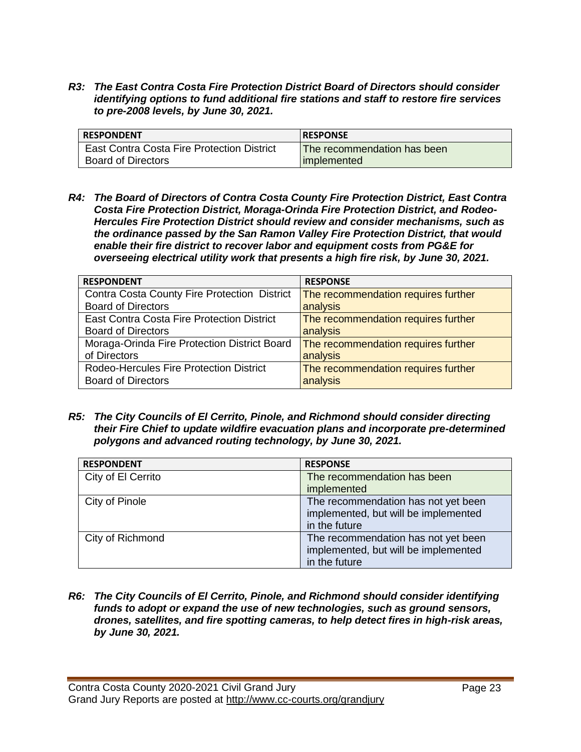***R3: The East Contra Costa Fire Protection District Board of Directors should consider identifying options to fund additional fire stations and staff to restore fire services to pre-2008 levels, by June 30, 2021.***

| RESPONDENT | RESPONSE |
|---|---|
| East Contra Costa Fire Protection District Board of Directors | The recommendation has been implemented |

***R4: The Board of Directors of Contra Costa County Fire Protection District, East Contra Costa Fire Protection District, Moraga-Orinda Fire Protection District, and Rodeo-Hercules Fire Protection District should review and consider mechanisms, such as the ordinance passed by the San Ramon Valley Fire Protection District, that would enable their fire district to recover labor and equipment costs from PG&E for overseeing electrical utility work that presents a high fire risk, by June 30, 2021.***

| RESPONDENT | RESPONSE |
|---|---|
| Contra Costa County Fire Protection District Board of Directors | The recommendation requires further analysis |
| East Contra Costa Fire Protection District Board of Directors | The recommendation requires further analysis |
| Moraga-Orinda Fire Protection District Board of Directors | The recommendation requires further analysis |
| Rodeo-Hercules Fire Protection District Board of Directors | The recommendation requires further analysis |

***R5: The City Councils of El Cerrito, Pinole, and Richmond should consider directing their Fire Chief to update wildfire evacuation plans and incorporate pre-determined polygons and advanced routing technology, by June 30, 2021.***

| RESPONDENT | RESPONSE |
|---|---|
| City of El Cerrito | The recommendation has been implemented |
| City of Pinole | The recommendation has not yet been implemented, but will be implemented in the future |
| City of Richmond | The recommendation has not yet been implemented, but will be implemented in the future |

***R6: The City Councils of El Cerrito, Pinole, and Richmond should consider identifying funds to adopt or expand the use of new technologies, such as ground sensors, drones, satellites, and fire spotting cameras, to help detect fires in high-risk areas, by June 30, 2021.***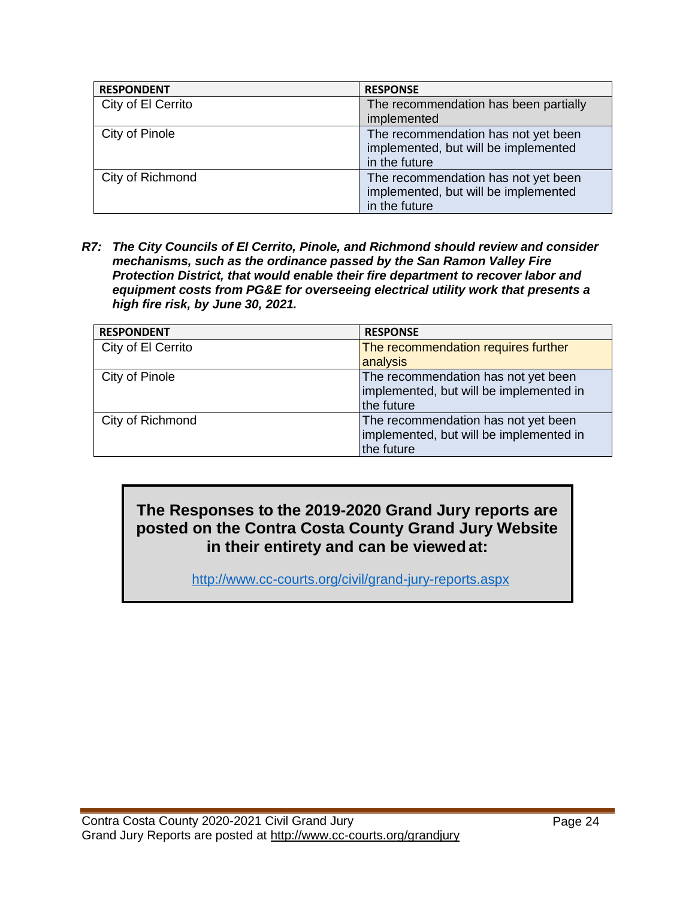| RESPONDENT | RESPONSE |
| --- | --- |
| City of El Cerrito | The recommendation has been partially implemented |
| City of Pinole | The recommendation has not yet been implemented, but will be implemented in the future |
| City of Richmond | The recommendation has not yet been implemented, but will be implemented in the future |

***R7: The City Councils of El Cerrito, Pinole, and Richmond should review and consider mechanisms, such as the ordinance passed by the San Ramon Valley Fire Protection District, that would enable their fire department to recover labor and equipment costs from PG&E for overseeing electrical utility work that presents a high fire risk, by June 30, 2021.***

| RESPONDENT | RESPONSE |
| --- | --- |
| City of El Cerrito | The recommendation requires further analysis |
| City of Pinole | The recommendation has not yet been implemented, but will be implemented in the future |
| City of Richmond | The recommendation has not yet been implemented, but will be implemented in the future |

**The Responses to the 2019-2020 Grand Jury reports are posted on the Contra Costa County Grand Jury Website in their entirety and can be viewed at:**

http://www.cc-courts.org/civil/grand-jury-reports.aspx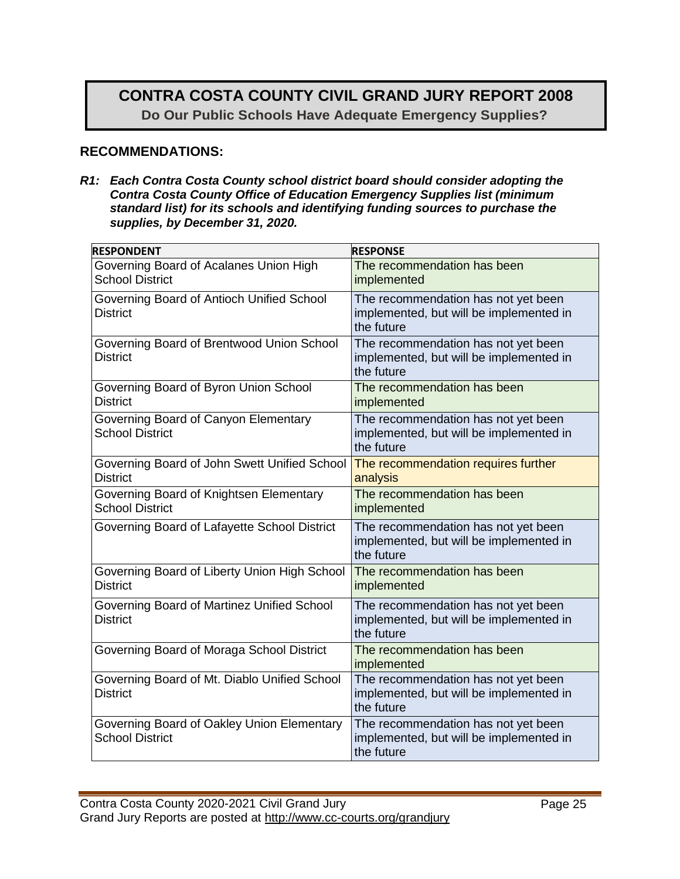# CONTRA COSTA COUNTY CIVIL GRAND JURY REPORT 2008

**Do Our Public Schools Have Adequate Emergency Supplies?**

## RECOMMENDATIONS:

***R1: Each Contra Costa County school district board should consider adopting the Contra Costa County Office of Education Emergency Supplies list (minimum standard list) for its schools and identifying funding sources to purchase the supplies, by December 31, 2020.***

| RESPONDENT | RESPONSE |
|---|---|
| Governing Board of Acalanes Union High School District | The recommendation has been implemented |
| Governing Board of Antioch Unified School District | The recommendation has not yet been implemented, but will be implemented in the future |
| Governing Board of Brentwood Union School District | The recommendation has not yet been implemented, but will be implemented in the future |
| Governing Board of Byron Union School District | The recommendation has been implemented |
| Governing Board of Canyon Elementary School District | The recommendation has not yet been implemented, but will be implemented in the future |
| Governing Board of John Swett Unified School District | The recommendation requires further analysis |
| Governing Board of Knightsen Elementary School District | The recommendation has been implemented |
| Governing Board of Lafayette School District | The recommendation has not yet been implemented, but will be implemented in the future |
| Governing Board of Liberty Union High School District | The recommendation has been implemented |
| Governing Board of Martinez Unified School District | The recommendation has not yet been implemented, but will be implemented in the future |
| Governing Board of Moraga School District | The recommendation has been implemented |
| Governing Board of Mt. Diablo Unified School District | The recommendation has not yet been implemented, but will be implemented in the future |
| Governing Board of Oakley Union Elementary School District | The recommendation has not yet been implemented, but will be implemented in the future |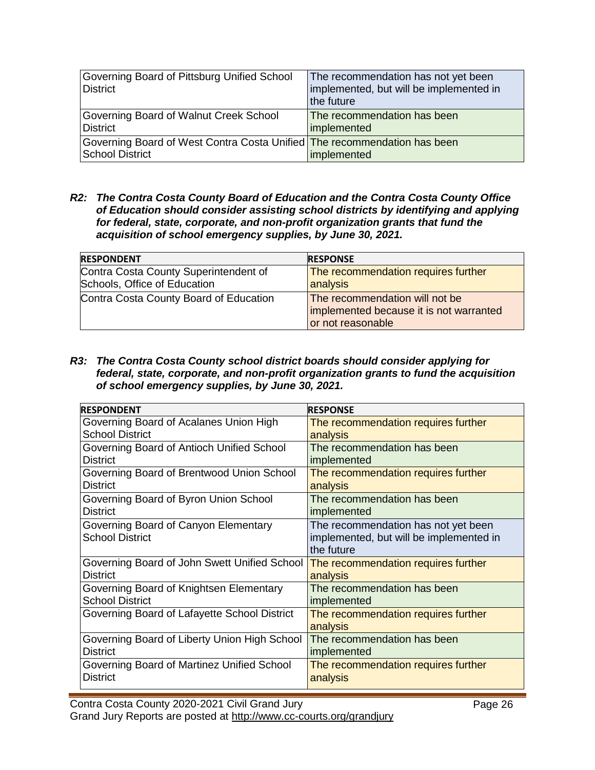| | |
|---|---|
| Governing Board of Pittsburg Unified School District | The recommendation has not yet been implemented, but will be implemented in the future |
| Governing Board of Walnut Creek School District | The recommendation has been implemented |
| Governing Board of West Contra Costa Unified School District | The recommendation has been implemented |

***R2: The Contra Costa County Board of Education and the Contra Costa County Office of Education should consider assisting school districts by identifying and applying for federal, state, corporate, and non-profit organization grants that fund the acquisition of school emergency supplies, by June 30, 2021.***

| RESPONDENT | RESPONSE |
|---|---|
| Contra Costa County Superintendent of Schools, Office of Education | The recommendation requires further analysis |
| Contra Costa County Board of Education | The recommendation will not be implemented because it is not warranted or not reasonable |

***R3: The Contra Costa County school district boards should consider applying for federal, state, corporate, and non-profit organization grants to fund the acquisition of school emergency supplies, by June 30, 2021.***

| RESPONDENT | RESPONSE |
|---|---|
| Governing Board of Acalanes Union High School District | The recommendation requires further analysis |
| Governing Board of Antioch Unified School District | The recommendation has been implemented |
| Governing Board of Brentwood Union School District | The recommendation requires further analysis |
| Governing Board of Byron Union School District | The recommendation has been implemented |
| Governing Board of Canyon Elementary School District | The recommendation has not yet been implemented, but will be implemented in the future |
| Governing Board of John Swett Unified School District | The recommendation requires further analysis |
| Governing Board of Knightsen Elementary School District | The recommendation has been implemented |
| Governing Board of Lafayette School District | The recommendation requires further analysis |
| Governing Board of Liberty Union High School District | The recommendation has been implemented |
| Governing Board of Martinez Unified School District | The recommendation requires further analysis |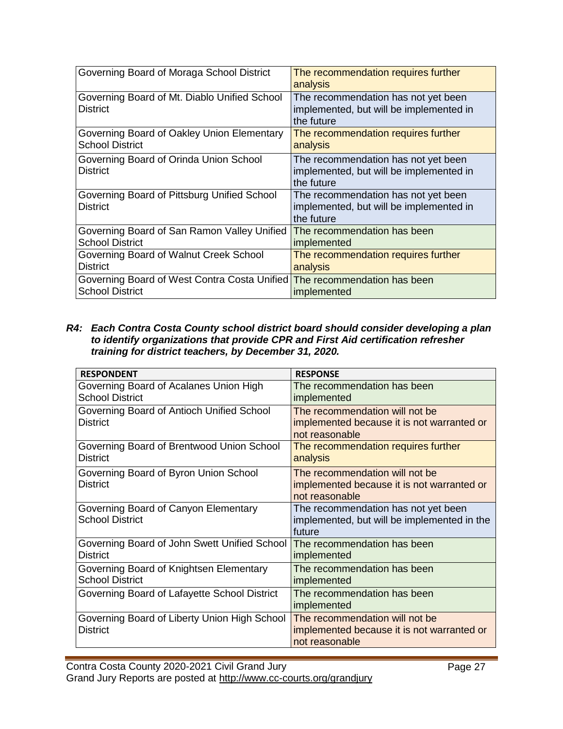| | |
|---|---|
| Governing Board of Moraga School District | The recommendation requires further analysis |
| Governing Board of Mt. Diablo Unified School District | The recommendation has not yet been implemented, but will be implemented in the future |
| Governing Board of Oakley Union Elementary School District | The recommendation requires further analysis |
| Governing Board of Orinda Union School District | The recommendation has not yet been implemented, but will be implemented in the future |
| Governing Board of Pittsburg Unified School District | The recommendation has not yet been implemented, but will be implemented in the future |
| Governing Board of San Ramon Valley Unified School District | The recommendation has been implemented |
| Governing Board of Walnut Creek School District | The recommendation requires further analysis |
| Governing Board of West Contra Costa Unified School District | The recommendation has been implemented |

***R4: Each Contra Costa County school district board should consider developing a plan to identify organizations that provide CPR and First Aid certification refresher training for district teachers, by December 31, 2020.***

| RESPONDENT | RESPONSE |
|---|---|
| Governing Board of Acalanes Union High School District | The recommendation has been implemented |
| Governing Board of Antioch Unified School District | The recommendation will not be implemented because it is not warranted or not reasonable |
| Governing Board of Brentwood Union School District | The recommendation requires further analysis |
| Governing Board of Byron Union School District | The recommendation will not be implemented because it is not warranted or not reasonable |
| Governing Board of Canyon Elementary School District | The recommendation has not yet been implemented, but will be implemented in the future |
| Governing Board of John Swett Unified School District | The recommendation has been implemented |
| Governing Board of Knightsen Elementary School District | The recommendation has been implemented |
| Governing Board of Lafayette School District | The recommendation has been implemented |
| Governing Board of Liberty Union High School District | The recommendation will not be implemented because it is not warranted or not reasonable |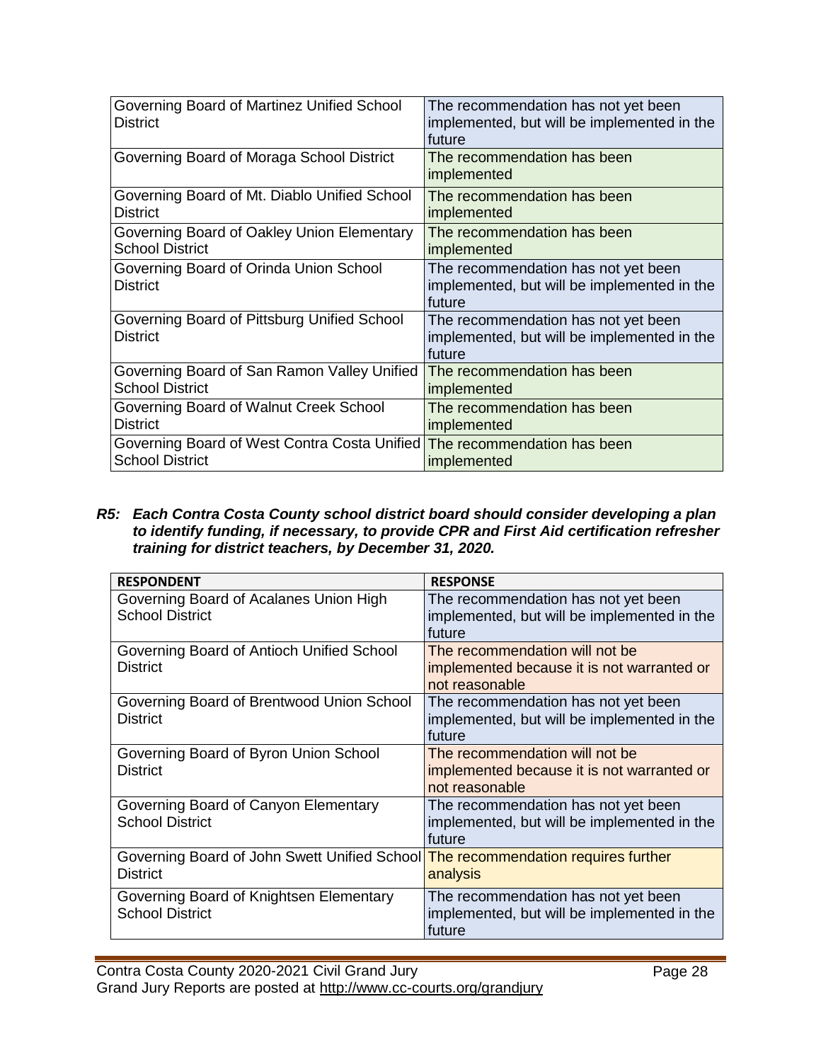| | |
|---|---|
| Governing Board of Martinez Unified School District | The recommendation has not yet been implemented, but will be implemented in the future |
| Governing Board of Moraga School District | The recommendation has been implemented |
| Governing Board of Mt. Diablo Unified School District | The recommendation has been implemented |
| Governing Board of Oakley Union Elementary School District | The recommendation has been implemented |
| Governing Board of Orinda Union School District | The recommendation has not yet been implemented, but will be implemented in the future |
| Governing Board of Pittsburg Unified School District | The recommendation has not yet been implemented, but will be implemented in the future |
| Governing Board of San Ramon Valley Unified School District | The recommendation has been implemented |
| Governing Board of Walnut Creek School District | The recommendation has been implemented |
| Governing Board of West Contra Costa Unified School District | The recommendation has been implemented |

***R5: Each Contra Costa County school district board should consider developing a plan to identify funding, if necessary, to provide CPR and First Aid certification refresher training for district teachers, by December 31, 2020.***

| RESPONDENT | RESPONSE |
|---|---|
| Governing Board of Acalanes Union High School District | The recommendation has not yet been implemented, but will be implemented in the future |
| Governing Board of Antioch Unified School District | The recommendation will not be implemented because it is not warranted or not reasonable |
| Governing Board of Brentwood Union School District | The recommendation has not yet been implemented, but will be implemented in the future |
| Governing Board of Byron Union School District | The recommendation will not be implemented because it is not warranted or not reasonable |
| Governing Board of Canyon Elementary School District | The recommendation has not yet been implemented, but will be implemented in the future |
| Governing Board of John Swett Unified School District | The recommendation requires further analysis |
| Governing Board of Knightsen Elementary School District | The recommendation has not yet been implemented, but will be implemented in the future |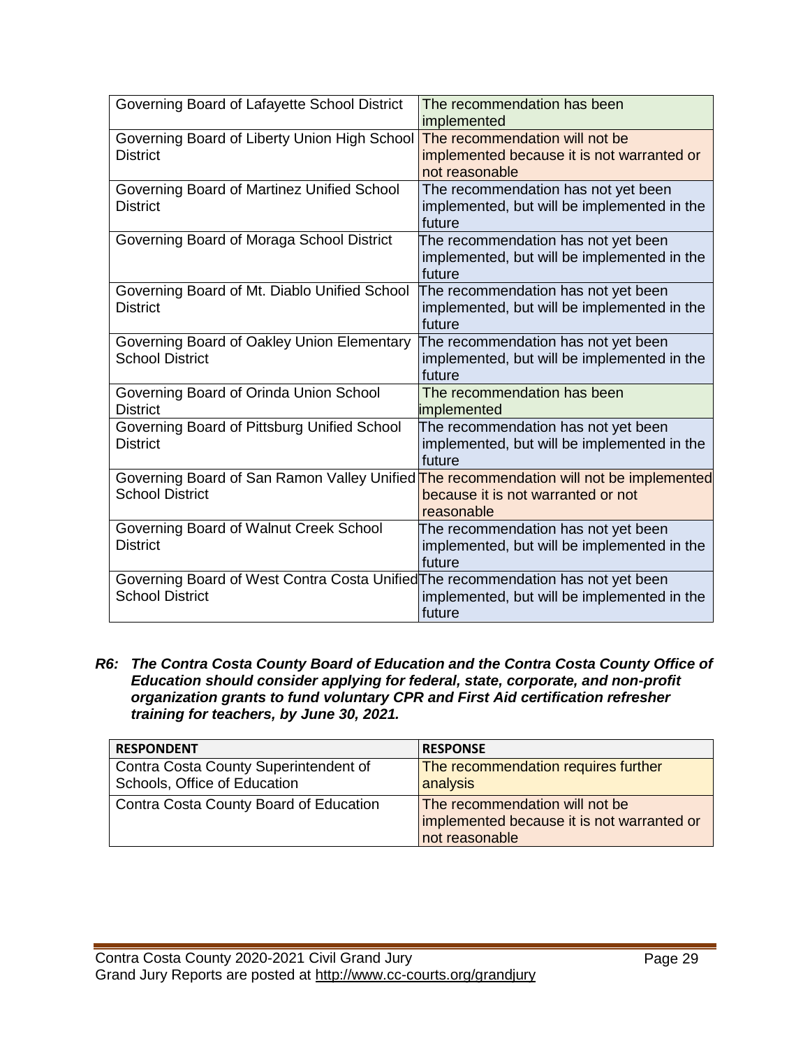| | |
|---|---|
| Governing Board of Lafayette School District | The recommendation has been implemented |
| Governing Board of Liberty Union High School District | The recommendation will not be implemented because it is not warranted or not reasonable |
| Governing Board of Martinez Unified School District | The recommendation has not yet been implemented, but will be implemented in the future |
| Governing Board of Moraga School District | The recommendation has not yet been implemented, but will be implemented in the future |
| Governing Board of Mt. Diablo Unified School District | The recommendation has not yet been implemented, but will be implemented in the future |
| Governing Board of Oakley Union Elementary School District | The recommendation has not yet been implemented, but will be implemented in the future |
| Governing Board of Orinda Union School District | The recommendation has been implemented |
| Governing Board of Pittsburg Unified School District | The recommendation has not yet been implemented, but will be implemented in the future |
| Governing Board of San Ramon Valley Unified School District | The recommendation will not be implemented because it is not warranted or not reasonable |
| Governing Board of Walnut Creek School District | The recommendation has not yet been implemented, but will be implemented in the future |
| Governing Board of West Contra Costa Unified School District | The recommendation has not yet been implemented, but will be implemented in the future |

***R6: The Contra Costa County Board of Education and the Contra Costa County Office of Education should consider applying for federal, state, corporate, and non-profit organization grants to fund voluntary CPR and First Aid certification refresher training for teachers, by June 30, 2021.***

| RESPONDENT | RESPONSE |
|---|---|
| Contra Costa County Superintendent of Schools, Office of Education | The recommendation requires further analysis |
| Contra Costa County Board of Education | The recommendation will not be implemented because it is not warranted or not reasonable |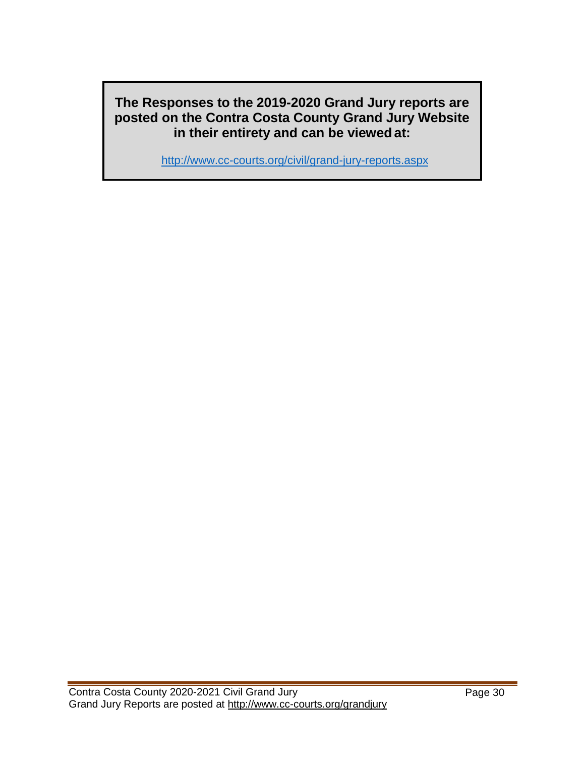**The Responses to the 2019-2020 Grand Jury reports are posted on the Contra Costa County Grand Jury Website in their entirety and can be viewed at:**

http://www.cc-courts.org/civil/grand-jury-reports.aspx